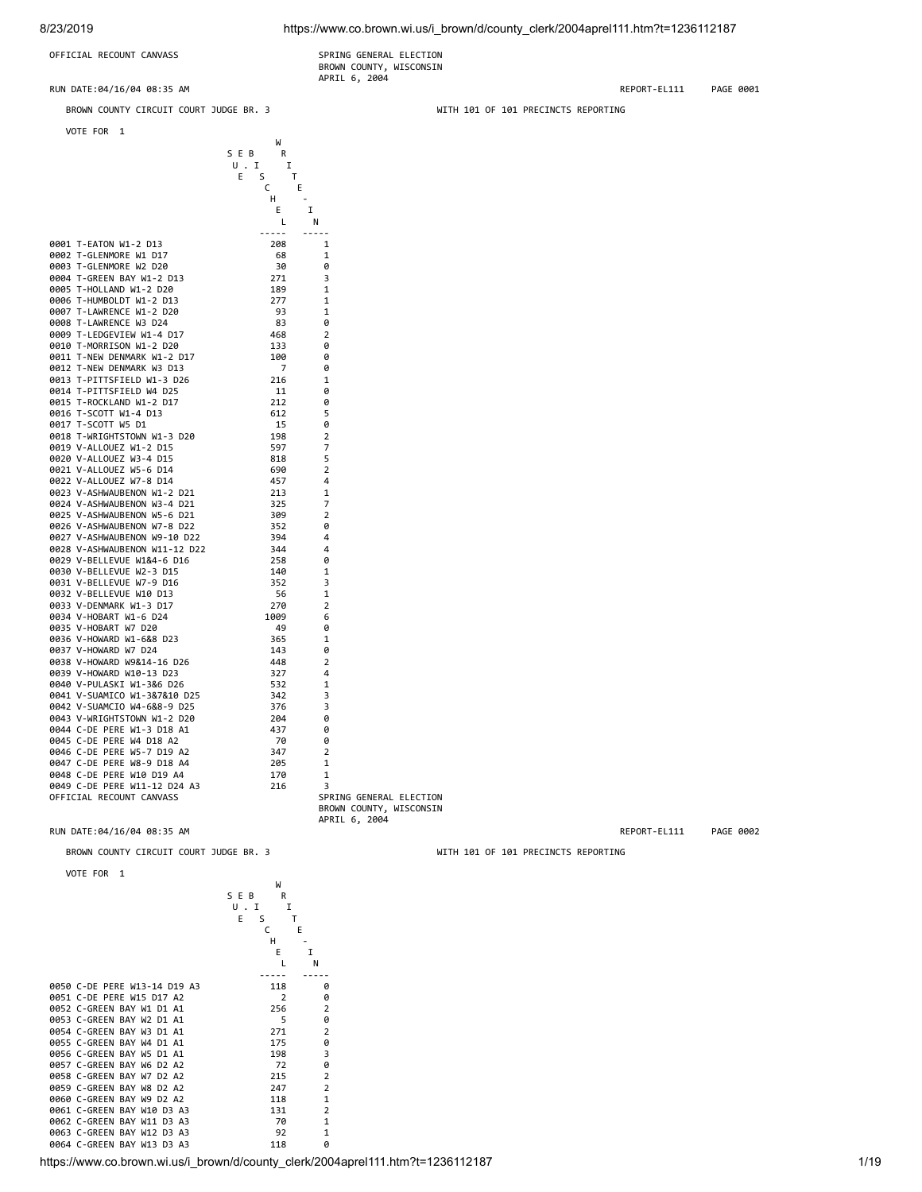OFFICIAL RECOUNT CANVASS

SPRING GENERAL ELECTION
BROWN COUNTY, WISCONSIN
APRIL 6, 2004

RUN DATE:04/16/04 08:35 AM — REPORT-EL111 — PAGE 0001

BROWN COUNTY CIRCUIT COURT JUDGE BR. 3 — WITH 101 OF 101 PRECINCTS REPORTING

VOTE FOR 1

| Precinct | SUE B. BISCHEL | WRITE-IN |
|---|---|---|
| 0001 T-EATON W1-2 D13 | 208 | 1 |
| 0002 T-GLENMORE W1 D17 | 68 | 1 |
| 0003 T-GLENMORE W2 D20 | 30 | 0 |
| 0004 T-GREEN BAY W1-2 D13 | 271 | 3 |
| 0005 T-HOLLAND W1-2 D20 | 189 | 1 |
| 0006 T-HUMBOLDT W1-2 D13 | 277 | 1 |
| 0007 T-LAWRENCE W1-2 D20 | 93 | 1 |
| 0008 T-LAWRENCE W3 D24 | 83 | 0 |
| 0009 T-LEDGEVIEW W1-4 D17 | 468 | 2 |
| 0010 T-MORRISON W1-2 D20 | 133 | 0 |
| 0011 T-NEW DENMARK W1-2 D17 | 100 | 0 |
| 0012 T-NEW DENMARK W3 D13 | 7 | 0 |
| 0013 T-PITTSFIELD W1-3 D26 | 216 | 1 |
| 0014 T-PITTSFIELD W4 D25 | 11 | 0 |
| 0015 T-ROCKLAND W1-2 D17 | 212 | 0 |
| 0016 T-SCOTT W1-4 D13 | 612 | 5 |
| 0017 T-SCOTT W5 D1 | 15 | 0 |
| 0018 T-WRIGHTSTOWN W1-3 D20 | 198 | 2 |
| 0019 V-ALLOUEZ W1-2 D15 | 597 | 7 |
| 0020 V-ALLOUEZ W3-4 D15 | 818 | 5 |
| 0021 V-ALLOUEZ W5-6 D14 | 690 | 2 |
| 0022 V-ALLOUEZ W7-8 D14 | 457 | 4 |
| 0023 V-ASHWAUBENON W1-2 D21 | 213 | 1 |
| 0024 V-ASHWAUBENON W3-4 D21 | 325 | 7 |
| 0025 V-ASHWAUBENON W5-6 D21 | 309 | 2 |
| 0026 V-ASHWAUBENON W7-8 D22 | 352 | 0 |
| 0027 V-ASHWAUBENON W9-10 D22 | 394 | 4 |
| 0028 V-ASHWAUBENON W11-12 D22 | 344 | 4 |
| 0029 V-BELLEVUE W1&4-6 D16 | 258 | 0 |
| 0030 V-BELLEVUE W2-3 D15 | 140 | 1 |
| 0031 V-BELLEVUE W7-9 D16 | 352 | 3 |
| 0032 V-BELLEVUE W10 D13 | 56 | 1 |
| 0033 V-DENMARK W1-3 D17 | 270 | 2 |
| 0034 V-HOBART W1-6 D24 | 1009 | 6 |
| 0035 V-HOBART W7 D20 | 49 | 0 |
| 0036 V-HOWARD W1-6&8 D23 | 365 | 1 |
| 0037 V-HOWARD W7 D24 | 143 | 0 |
| 0038 V-HOWARD W9&14-16 D26 | 448 | 2 |
| 0039 V-HOWARD W10-13 D23 | 327 | 4 |
| 0040 V-PULASKI W1-3&6 D26 | 532 | 1 |
| 0041 V-SUAMICO W1-3&7&10 D25 | 342 | 3 |
| 0042 V-SUAMCIO W4-6&8-9 D25 | 376 | 3 |
| 0043 V-WRIGHTSTOWN W1-2 D20 | 204 | 0 |
| 0044 C-DE PERE W1-3 D18 A1 | 437 | 0 |
| 0045 C-DE PERE W4 D18 A2 | 70 | 0 |
| 0046 C-DE PERE W5-7 D19 A2 | 347 | 2 |
| 0047 C-DE PERE W8-9 D18 A4 | 205 | 1 |
| 0048 C-DE PERE W10 D19 A4 | 170 | 1 |
| 0049 C-DE PERE W11-12 D24 A3 | 216 | 3 |

OFFICIAL RECOUNT CANVASS

SPRING GENERAL ELECTION
BROWN COUNTY, WISCONSIN
APRIL 6, 2004

RUN DATE:04/16/04 08:35 AM — REPORT-EL111 — PAGE 0002

BROWN COUNTY CIRCUIT COURT JUDGE BR. 3 — WITH 101 OF 101 PRECINCTS REPORTING

VOTE FOR 1

| Precinct | SUE B. BISCHEL | WRITE-IN |
|---|---|---|
| 0050 C-DE PERE W13-14 D19 A3 | 118 | 0 |
| 0051 C-DE PERE W15 D17 A2 | 2 | 0 |
| 0052 C-GREEN BAY W1 D1 A1 | 256 | 2 |
| 0053 C-GREEN BAY W2 D1 A1 | 5 | 0 |
| 0054 C-GREEN BAY W3 D1 A1 | 271 | 2 |
| 0055 C-GREEN BAY W4 D1 A1 | 175 | 0 |
| 0056 C-GREEN BAY W5 D1 A1 | 198 | 3 |
| 0057 C-GREEN BAY W6 D2 A2 | 72 | 0 |
| 0058 C-GREEN BAY W7 D2 A2 | 215 | 2 |
| 0059 C-GREEN BAY W8 D2 A2 | 247 | 2 |
| 0060 C-GREEN BAY W9 D2 A2 | 118 | 1 |
| 0061 C-GREEN BAY W10 D3 A3 | 131 | 2 |
| 0062 C-GREEN BAY W11 D3 A3 | 70 | 1 |
| 0063 C-GREEN BAY W12 D3 A3 | 92 | 1 |
| 0064 C-GREEN BAY W13 D3 A3 | 118 | 0 |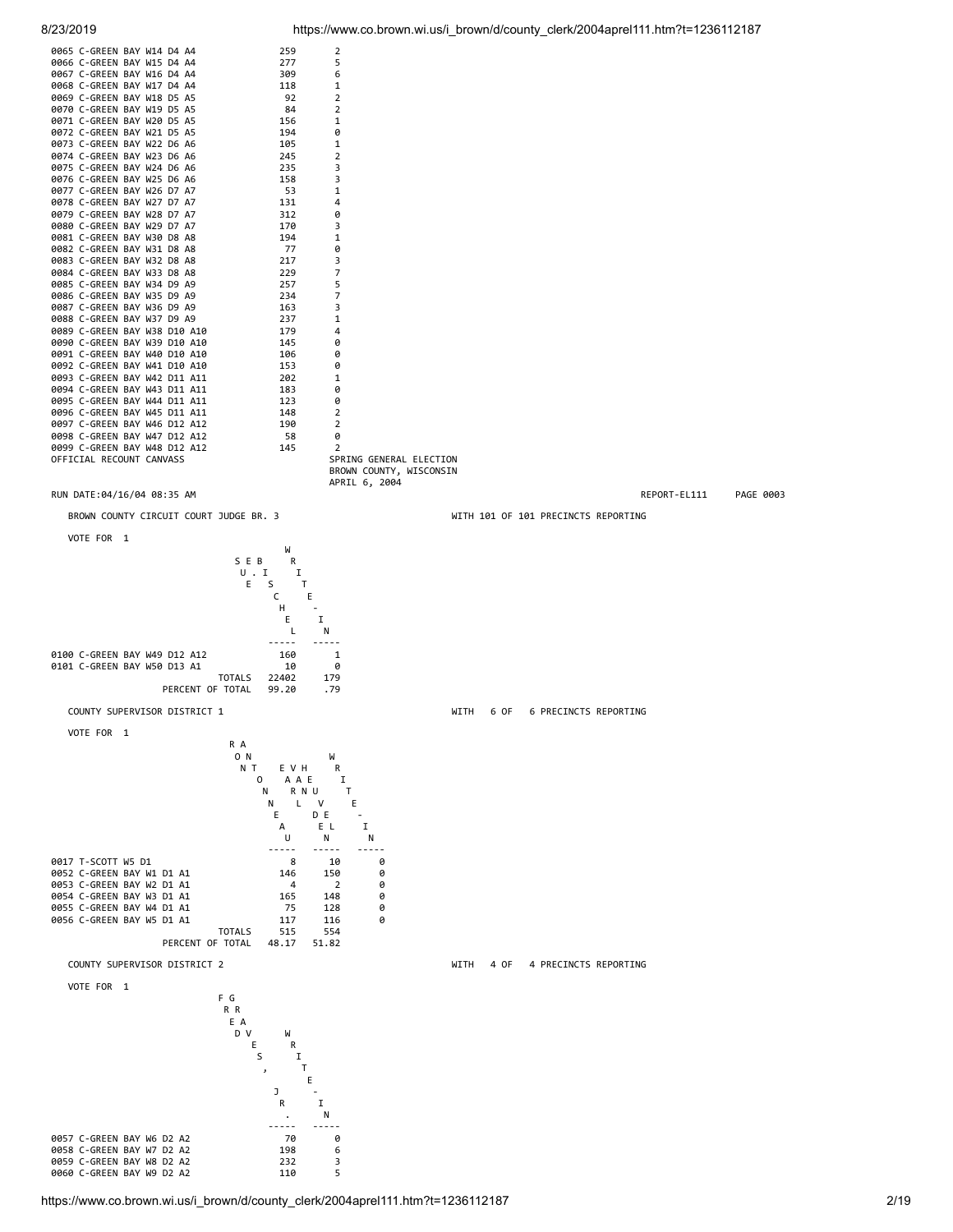| Precinct | | |
|---|---|---|
| 0065 C-GREEN BAY W14 D4 A4 | 259 | 2 |
| 0066 C-GREEN BAY W15 D4 A4 | 277 | 5 |
| 0067 C-GREEN BAY W16 D4 A4 | 309 | 6 |
| 0068 C-GREEN BAY W17 D4 A4 | 118 | 1 |
| 0069 C-GREEN BAY W18 D5 A5 | 92 | 2 |
| 0070 C-GREEN BAY W19 D5 A5 | 84 | 2 |
| 0071 C-GREEN BAY W20 D5 A5 | 156 | 1 |
| 0072 C-GREEN BAY W21 D5 A5 | 194 | 0 |
| 0073 C-GREEN BAY W22 D6 A6 | 105 | 1 |
| 0074 C-GREEN BAY W23 D6 A6 | 245 | 2 |
| 0075 C-GREEN BAY W24 D6 A6 | 235 | 3 |
| 0076 C-GREEN BAY W25 D6 A6 | 158 | 3 |
| 0077 C-GREEN BAY W26 D7 A7 | 53 | 1 |
| 0078 C-GREEN BAY W27 D7 A7 | 131 | 4 |
| 0079 C-GREEN BAY W28 D7 A7 | 312 | 0 |
| 0080 C-GREEN BAY W29 D7 A7 | 170 | 3 |
| 0081 C-GREEN BAY W30 D8 A8 | 194 | 1 |
| 0082 C-GREEN BAY W31 D8 A8 | 77 | 0 |
| 0083 C-GREEN BAY W32 D8 A8 | 217 | 3 |
| 0084 C-GREEN BAY W33 D8 A8 | 229 | 7 |
| 0085 C-GREEN BAY W34 D9 A9 | 257 | 5 |
| 0086 C-GREEN BAY W35 D9 A9 | 234 | 7 |
| 0087 C-GREEN BAY W36 D9 A9 | 163 | 3 |
| 0088 C-GREEN BAY W37 D9 A9 | 237 | 1 |
| 0089 C-GREEN BAY W38 D10 A10 | 179 | 4 |
| 0090 C-GREEN BAY W39 D10 A10 | 145 | 0 |
| 0091 C-GREEN BAY W40 D10 A10 | 106 | 0 |
| 0092 C-GREEN BAY W41 D10 A10 | 153 | 0 |
| 0093 C-GREEN BAY W42 D11 A11 | 202 | 1 |
| 0094 C-GREEN BAY W43 D11 A11 | 183 | 0 |
| 0095 C-GREEN BAY W44 D11 A11 | 123 | 0 |
| 0096 C-GREEN BAY W45 D11 A11 | 148 | 2 |
| 0097 C-GREEN BAY W46 D12 A12 | 190 | 2 |
| 0098 C-GREEN BAY W47 D12 A12 | 58 | 0 |
| 0099 C-GREEN BAY W48 D12 A12 | 145 | 2 |

OFFICIAL RECOUNT CANVASS

SPRING GENERAL ELECTION
BROWN COUNTY, WISCONSIN
APRIL 6, 2004

RUN DATE:04/16/04 08:35 AM — REPORT-EL111 — PAGE 0003

## BROWN COUNTY CIRCUIT COURT JUDGE BR. 3

WITH 101 OF 101 PRECINCTS REPORTING

VOTE FOR 1

| Precinct | SUE B. ISCHELE | WRITE-IN |
|---|---|---|
| 0100 C-GREEN BAY W49 D12 A12 | 160 | 1 |
| 0101 C-GREEN BAY W50 D13 A1 | 10 | 0 |
| TOTALS | 22402 | 179 |
| PERCENT OF TOTAL | 99.20 | .79 |

## COUNTY SUPERVISOR DISTRICT 1

WITH 6 OF 6 PRECINCTS REPORTING

VOTE FOR 1

| Precinct | RON TONNEAU | EVAN HARVEDEL | WRITE-IN |
|---|---|---|---|
| 0017 T-SCOTT W5 D1 | 8 | 10 | 0 |
| 0052 C-GREEN BAY W1 D1 A1 | 146 | 150 | 0 |
| 0053 C-GREEN BAY W2 D1 A1 | 4 | 2 | 0 |
| 0054 C-GREEN BAY W3 D1 A1 | 165 | 148 | 0 |
| 0055 C-GREEN BAY W4 D1 A1 | 75 | 128 | 0 |
| 0056 C-GREEN BAY W5 D1 A1 | 117 | 116 | 0 |
| TOTALS | 515 | 554 | |
| PERCENT OF TOTAL | 48.17 | 51.82 | |

## COUNTY SUPERVISOR DISTRICT 2

WITH 4 OF 4 PRECINCTS REPORTING

VOTE FOR 1

| Precinct | FRED GRAVES, JR. | WRITE-IN |
|---|---|---|
| 0057 C-GREEN BAY W6 D2 A2 | 70 | 0 |
| 0058 C-GREEN BAY W7 D2 A2 | 198 | 6 |
| 0059 C-GREEN BAY W8 D2 A2 | 232 | 3 |
| 0060 C-GREEN BAY W9 D2 A2 | 110 | 5 |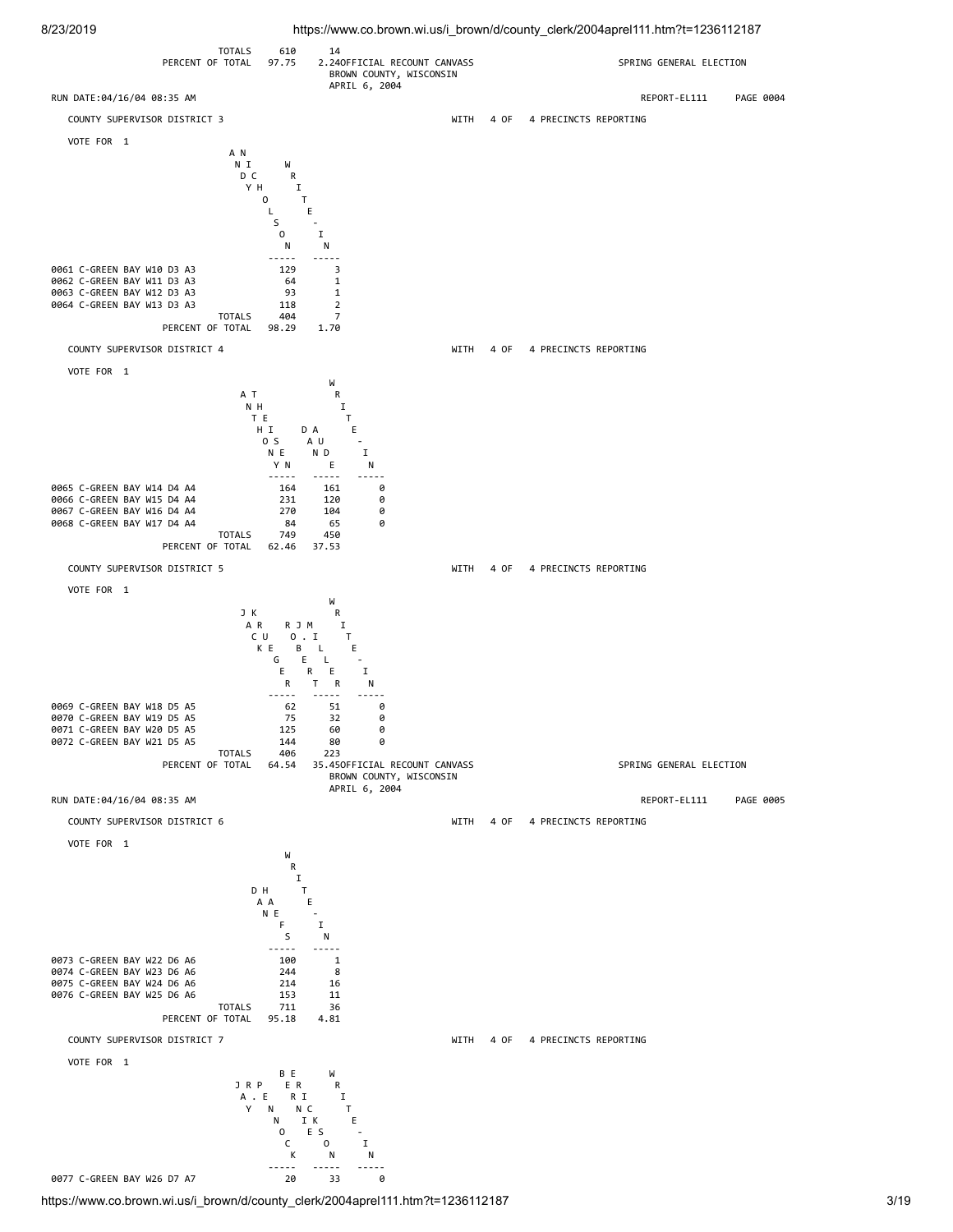| | | |
|---|---|---|
| TOTALS | 610 | 14 |
| PERCENT OF TOTAL | 97.75 | 2.24 |

OFFICIAL RECOUNT CANVASS
BROWN COUNTY, WISCONSIN
APRIL 6, 2004

SPRING GENERAL ELECTION

RUN DATE:04/16/04 08:35 AM

REPORT-EL111 PAGE 0004

## COUNTY SUPERVISOR DISTRICT 3

WITH 4 OF 4 PRECINCTS REPORTING

VOTE FOR 1

| | ANDY NICHOLSON | WRITE-IN |
|---|---|---|
| 0061 C-GREEN BAY W10 D3 A3 | 129 | 3 |
| 0062 C-GREEN BAY W11 D3 A3 | 64 | 1 |
| 0063 C-GREEN BAY W12 D3 A3 | 93 | 1 |
| 0064 C-GREEN BAY W13 D3 A3 | 118 | 2 |
| TOTALS | 404 | 7 |
| PERCENT OF TOTAL | 98.29 | 1.70 |

## COUNTY SUPERVISOR DISTRICT 4

WITH 4 OF 4 PRECINCTS REPORTING

VOTE FOR 1

| | ANTHONY THEISEN | DAN DAUDE | WRITE-IN |
|---|---|---|---|
| 0065 C-GREEN BAY W14 D4 A4 | 164 | 161 | 0 |
| 0066 C-GREEN BAY W15 D4 A4 | 231 | 120 | 0 |
| 0067 C-GREEN BAY W16 D4 A4 | 270 | 104 | 0 |
| 0068 C-GREEN BAY W17 D4 A4 | 84 | 65 | 0 |
| TOTALS | 749 | 450 | |
| PERCENT OF TOTAL | 62.46 | 37.53 | |

## COUNTY SUPERVISOR DISTRICT 5

WITH 4 OF 4 PRECINCTS REPORTING

VOTE FOR 1

| | JACK KRUEGER | R J M O. I BLLEERRT | WRITE-IN |
|---|---|---|---|
| 0069 C-GREEN BAY W18 D5 A5 | 62 | 51 | 0 |
| 0070 C-GREEN BAY W19 D5 A5 | 75 | 32 | 0 |
| 0071 C-GREEN BAY W20 D5 A5 | 125 | 60 | 0 |
| 0072 C-GREEN BAY W21 D5 A5 | 144 | 80 | 0 |
| TOTALS | 406 | 223 | |
| PERCENT OF TOTAL | 64.54 | 35.45 | |

OFFICIAL RECOUNT CANVASS
BROWN COUNTY, WISCONSIN
APRIL 6, 2004

SPRING GENERAL ELECTION

RUN DATE:04/16/04 08:35 AM

REPORT-EL111 PAGE 0005

## COUNTY SUPERVISOR DISTRICT 6

WITH 4 OF 4 PRECINCTS REPORTING

VOTE FOR 1

| | DAN HAEFS | WRITE-IN |
|---|---|---|
| 0073 C-GREEN BAY W22 D6 A6 | 100 | 1 |
| 0074 C-GREEN BAY W23 D6 A6 | 244 | 8 |
| 0075 C-GREEN BAY W24 D6 A6 | 214 | 16 |
| 0076 C-GREEN BAY W25 D6 A6 | 153 | 11 |
| TOTALS | 711 | 36 |
| PERCENT OF TOTAL | 95.18 | 4.81 |

## COUNTY SUPERVISOR DISTRICT 7

WITH 4 OF 4 PRECINCTS REPORTING

VOTE FOR 1

| | J R P A. E Y N NOCK | BE ER RI NC IK ES ON | WRITE-IN |
|---|---|---|---|
| 0077 C-GREEN BAY W26 D7 A7 | 20 | 33 | 0 |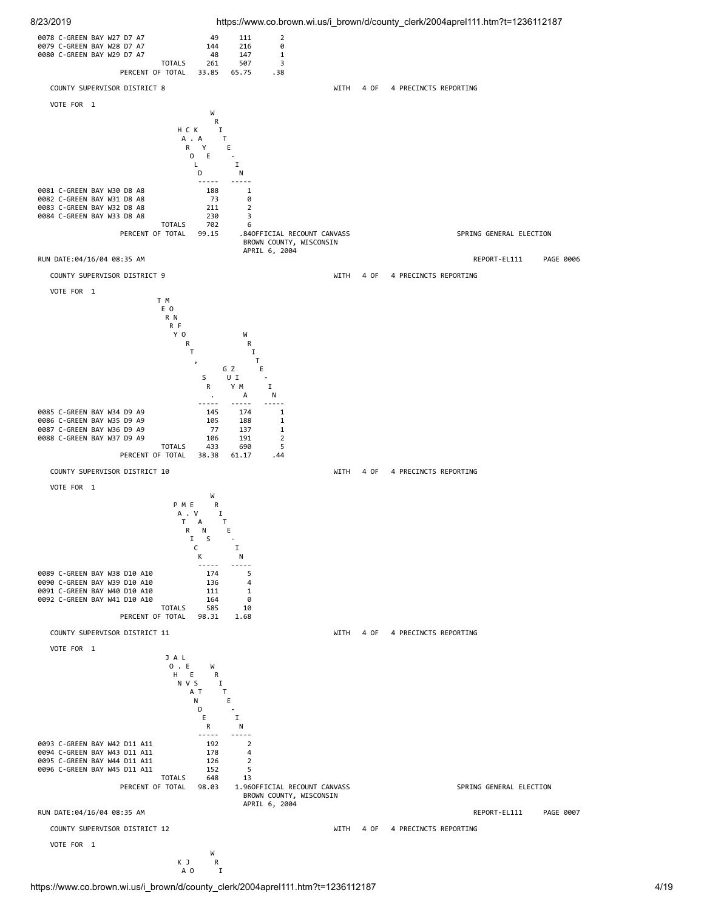| Precinct | | | |
|---|---|---|---|
| 0078 C-GREEN BAY W27 D7 A7 | 49 | 111 | 2 |
| 0079 C-GREEN BAY W28 D7 A7 | 144 | 216 | 0 |
| 0080 C-GREEN BAY W29 D7 A7 | 48 | 147 | 1 |
| TOTALS | 261 | 507 | 3 |
| PERCENT OF TOTAL | 33.85 | 65.75 | .38 |

COUNTY SUPERVISOR DISTRICT 8 WITH 4 OF 4 PRECINCTS REPORTING

VOTE FOR 1

| Precinct | HAROLD C. KEYES | WRITE-IN |
|---|---|---|
| 0081 C-GREEN BAY W30 D8 A8 | 188 | 1 |
| 0082 C-GREEN BAY W31 D8 A8 | 73 | 0 |
| 0083 C-GREEN BAY W32 D8 A8 | 211 | 2 |
| 0084 C-GREEN BAY W33 D8 A8 | 230 | 3 |
| TOTALS | 702 | 6 |
| PERCENT OF TOTAL | 99.15 | .84 |

OFFICIAL RECOUNT CANVASS
BROWN COUNTY, WISCONSIN
APRIL 6, 2004

SPRING GENERAL ELECTION

RUN DATE:04/16/04 08:35 AM REPORT-EL111 PAGE 0006

COUNTY SUPERVISOR DISTRICT 9 WITH 4 OF 4 PRECINCTS REPORTING

VOTE FOR 1

| Precinct | TERRY T. MONFORT, SR. | GUY ZIMA | WRITE-IN |
|---|---|---|---|
| 0085 C-GREEN BAY W34 D9 A9 | 145 | 174 | 1 |
| 0086 C-GREEN BAY W35 D9 A9 | 105 | 188 | 1 |
| 0087 C-GREEN BAY W36 D9 A9 | 77 | 137 | 1 |
| 0088 C-GREEN BAY W37 D9 A9 | 106 | 191 | 2 |
| TOTALS | 433 | 690 | 5 |
| PERCENT OF TOTAL | 38.38 | 61.17 | .44 |

COUNTY SUPERVISOR DISTRICT 10 WITH 4 OF 4 PRECINCTS REPORTING

VOTE FOR 1

| Precinct | PATRICK M. EVANS | WRITE-IN |
|---|---|---|
| 0089 C-GREEN BAY W38 D10 A10 | 174 | 5 |
| 0090 C-GREEN BAY W39 D10 A10 | 136 | 4 |
| 0091 C-GREEN BAY W40 D10 A10 | 111 | 1 |
| 0092 C-GREEN BAY W41 D10 A10 | 164 | 0 |
| TOTALS | 585 | 10 |
| PERCENT OF TOTAL | 98.31 | 1.68 |

COUNTY SUPERVISOR DISTRICT 11 WITH 4 OF 4 PRECINCTS REPORTING

VOTE FOR 1

| Precinct | JOHN A. LEVSTANDER | WRITE-IN |
|---|---|---|
| 0093 C-GREEN BAY W42 D11 A11 | 192 | 2 |
| 0094 C-GREEN BAY W43 D11 A11 | 178 | 4 |
| 0095 C-GREEN BAY W44 D11 A11 | 126 | 2 |
| 0096 C-GREEN BAY W45 D11 A11 | 152 | 5 |
| TOTALS | 648 | 13 |
| PERCENT OF TOTAL | 98.03 | 1.96 |

OFFICIAL RECOUNT CANVASS
BROWN COUNTY, WISCONSIN
APRIL 6, 2004

SPRING GENERAL ELECTION

RUN DATE:04/16/04 08:35 AM REPORT-EL111 PAGE 0007

COUNTY SUPERVISOR DISTRICT 12 WITH 4 OF 4 PRECINCTS REPORTING

VOTE FOR 1

K J / A O W R I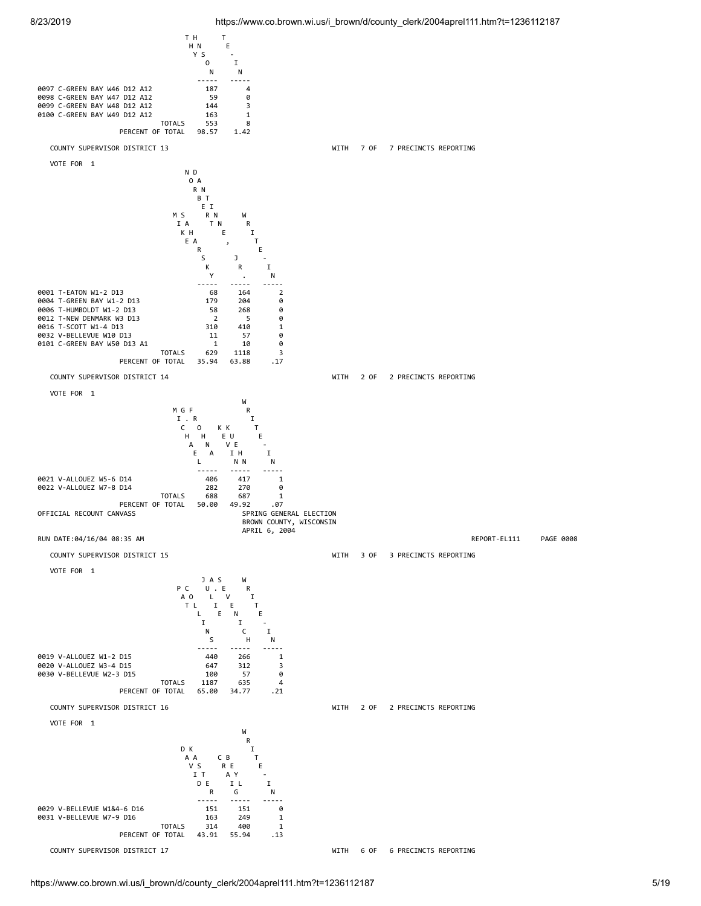| | THYSON | TE-IN |
|---|---|---|
| 0097 C-GREEN BAY W46 D12 A12 | 187 | 4 |
| 0098 C-GREEN BAY W47 D12 A12 | 59 | 0 |
| 0099 C-GREEN BAY W48 D12 A12 | 144 | 3 |
| 0100 C-GREEN BAY W49 D12 A12 | 163 | 1 |
| TOTALS | 553 | 8 |
| PERCENT OF TOTAL | 98.57 | 1.42 |

COUNTY SUPERVISOR DISTRICT 13 WITH 7 OF 7 PRECINCTS REPORTING

VOTE FOR 1

| | MISS NORBERT ERSKY | DANN RN E, J R. | WRITE-IN |
|---|---|---|---|
| 0001 T-EATON W1-2 D13 | 68 | 164 | 2 |
| 0004 T-GREEN BAY W1-2 D13 | 179 | 204 | 0 |
| 0006 T-HUMBOLDT W1-2 D13 | 58 | 268 | 0 |
| 0012 T-NEW DENMARK W3 D13 | 2 | 5 | 0 |
| 0016 T-SCOTT W1-4 D13 | 310 | 410 | 1 |
| 0032 V-BELLEVUE W10 D13 | 11 | 57 | 0 |
| 0101 C-GREEN BAY W50 D13 A1 | 1 | 10 | 0 |
| TOTALS | 629 | 1118 | 3 |
| PERCENT OF TOTAL | 35.94 | 63.88 | .17 |

COUNTY SUPERVISOR DISTRICT 14 WITH 2 OF 2 PRECINCTS REPORTING

VOTE FOR 1

| | MICHAEL G. FROHN | KEVIN KUEHN | WRITE-IN |
|---|---|---|---|
| 0021 V-ALLOUEZ W5-6 D14 | 406 | 417 | 1 |
| 0022 V-ALLOUEZ W7-8 D14 | 282 | 270 | 0 |
| TOTALS | 688 | 687 | 1 |
| PERCENT OF TOTAL | 50.00 | 49.92 | .07 |

OFFICIAL RECOUNT CANVASS
SPRING GENERAL ELECTION
BROWN COUNTY, WISCONSIN
APRIL 6, 2004

RUN DATE:04/16/04 08:35 AM REPORT-EL111 PAGE 0008

COUNTY SUPERVISOR DISTRICT 15 WITH 3 OF 3 PRECINCTS REPORTING

VOTE FOR 1

| | PAT COLLINS | JULIE A. SEVENICH | WRITE-IN |
|---|---|---|---|
| 0019 V-ALLOUEZ W1-2 D15 | 440 | 266 | 1 |
| 0020 V-ALLOUEZ W3-4 D15 | 647 | 312 | 3 |
| 0030 V-BELLEVUE W2-3 D15 | 100 | 57 | 0 |
| TOTALS | 1187 | 635 | 4 |
| PERCENT OF TOTAL | 65.00 | 34.77 | .21 |

COUNTY SUPERVISOR DISTRICT 16 WITH 2 OF 2 PRECINCTS REPORTING

VOTE FOR 1

| | DAVID KASTER | CARY BEILG | WRITE-IN |
|---|---|---|---|
| 0029 V-BELLEVUE W1&4-6 D16 | 151 | 151 | 0 |
| 0031 V-BELLEVUE W7-9 D16 | 163 | 249 | 1 |
| TOTALS | 314 | 400 | 1 |
| PERCENT OF TOTAL | 43.91 | 55.94 | .13 |

COUNTY SUPERVISOR DISTRICT 17 WITH 6 OF 6 PRECINCTS REPORTING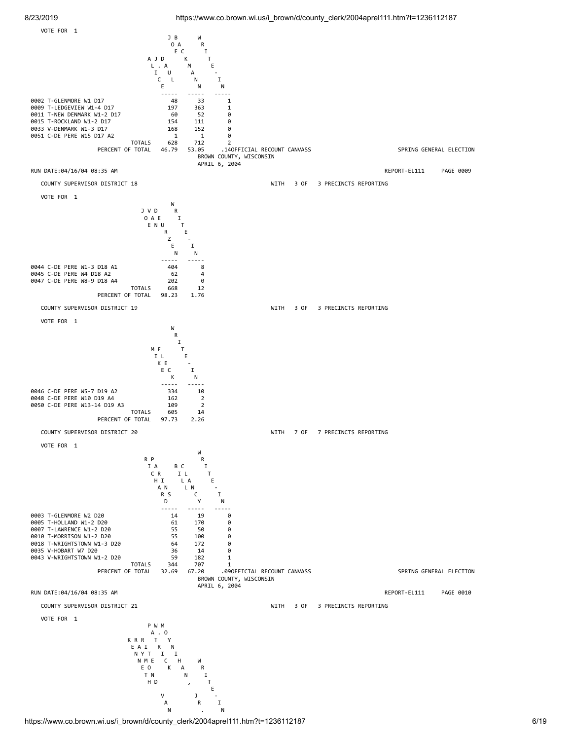VOTE FOR 1

| | JOE ALICE JBAUDL | WARTKEMANN | WRITE-IN |
|---|---|---|---|
| 0002 T-GLENMORE W1 D17 | 48 | 33 | 1 |
| 0009 T-LEDGEVIEW W1-4 D17 | 197 | 363 | 1 |
| 0011 T-NEW DENMARK W1-2 D17 | 60 | 52 | 0 |
| 0015 T-ROCKLAND W1-2 D17 | 154 | 111 | 0 |
| 0033 V-DENMARK W1-3 D17 | 168 | 152 | 0 |
| 0051 C-DE PERE W15 D17 A2 | 1 | 1 | 0 |
| TOTALS | 628 | 712 | 2 |
| PERCENT OF TOTAL | 46.79 | 53.05 | .14 |

OFFICIAL RECOUNT CANVASS
BROWN COUNTY, WISCONSIN
APRIL 6, 2004

SPRING GENERAL ELECTION

RUN DATE:04/16/04 08:35 AM

REPORT-EL111 PAGE 0009

COUNTY SUPERVISOR DISTRICT 18 WITH 3 OF 3 PRECINCTS REPORTING

VOTE FOR 1

| | J V D JOE VAN DERZEN | WRITE-IN |
|---|---|---|
| 0044 C-DE PERE W1-3 D18 A1 | 404 | 8 |
| 0045 C-DE PERE W4 D18 A2 | 62 | 4 |
| 0047 C-DE PERE W8-9 D18 A4 | 202 | 0 |
| TOTALS | 668 | 12 |
| PERCENT OF TOTAL | 98.23 | 1.76 |

COUNTY SUPERVISOR DISTRICT 19 WITH 3 OF 3 PRECINCTS REPORTING

VOTE FOR 1

| | MIKE FLECK | WRITE-IN |
|---|---|---|
| 0046 C-DE PERE W5-7 D19 A2 | 334 | 10 |
| 0048 C-DE PERE W10 D19 A4 | 162 | 2 |
| 0050 C-DE PERE W13-14 D19 A3 | 109 | 2 |
| TOTALS | 605 | 14 |
| PERCENT OF TOTAL | 97.73 | 2.26 |

COUNTY SUPERVISOR DISTRICT 20 WITH 7 OF 7 PRECINCTS REPORTING

VOTE FOR 1

| | RICHARD PAANS | BILL CLANCY | WRITE-IN |
|---|---|---|---|
| 0003 T-GLENMORE W2 D20 | 14 | 19 | 0 |
| 0005 T-HOLLAND W1-2 D20 | 61 | 170 | 0 |
| 0007 T-LAWRENCE W1-2 D20 | 55 | 50 | 0 |
| 0010 T-MORRISON W1-2 D20 | 55 | 100 | 0 |
| 0018 T-WRIGHTSTOWN W1-3 D20 | 64 | 172 | 0 |
| 0035 V-HOBART W7 D20 | 36 | 14 | 0 |
| 0043 V-WRIGHTSTOWN W1-2 D20 | 59 | 182 | 1 |
| TOTALS | 344 | 707 | 1 |
| PERCENT OF TOTAL | 32.69 | 67.20 | .09 |

OFFICIAL RECOUNT CANVASS
BROWN COUNTY, WISCONSIN
APRIL 6, 2004

SPRING GENERAL ELECTION

RUN DATE:04/16/04 08:35 AM

REPORT-EL111 PAGE 0010

COUNTY SUPERVISOR DISTRICT 21 WITH 3 OF 3 PRECINCTS REPORTING

VOTE FOR 1

| | KENNETH RAYMOND EVERTON VAN | PATRICK HANNA, J. | MONTY R. | WRITE-IN |
|---|---|---|---|---|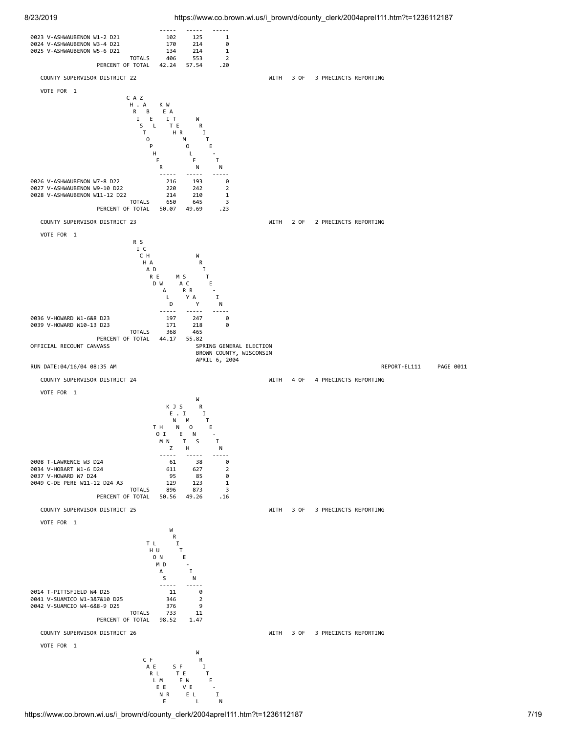| | | | |
|---|---|---|---|
| 0023 V-ASHWAUBENON W1-2 D21 | 102 | 125 | 1 |
| 0024 V-ASHWAUBENON W3-4 D21 | 170 | 214 | 0 |
| 0025 V-ASHWAUBENON W5-6 D21 | 134 | 214 | 1 |
| TOTALS | 406 | 553 | 2 |
| PERCENT OF TOTAL | 42.24 | 57.54 | .20 |

COUNTY SUPERVISOR DISTRICT 22 WITH 3 OF 3 PRECINCTS REPORTING

VOTE FOR 1

| | CHRISTOPHER A. BIEHL | ZAK WAITE THOMLEN | WRITE-IN |
|---|---|---|---|
| 0026 V-ASHWAUBENON W7-8 D22 | 216 | 193 | 0 |
| 0027 V-ASHWAUBENON W9-10 D22 | 220 | 242 | 2 |
| 0028 V-ASHWAUBENON W11-12 D22 | 214 | 210 | 1 |
| TOTALS | 650 | 645 | 3 |
| PERCENT OF TOTAL | 50.07 | 49.69 | .23 |

COUNTY SUPERVISOR DISTRICT 23 WITH 2 OF 2 PRECINCTS REPORTING

VOTE FOR 1

| | RICHARD SCHADEWALD | MARY SCHAAR | WRITE-IN |
|---|---|---|---|
| 0036 V-HOWARD W1-6&8 D23 | 197 | 247 | 0 |
| 0039 V-HOWARD W10-13 D23 | 171 | 218 | 0 |
| TOTALS | 368 | 465 | |
| PERCENT OF TOTAL | 44.17 | 55.82 | |

OFFICIAL RECOUNT CANVASS

SPRING GENERAL ELECTION
BROWN COUNTY, WISCONSIN
APRIL 6, 2004

RUN DATE:04/16/04 08:35 AM REPORT-EL111 PAGE 0011

COUNTY SUPERVISOR DISTRICT 24 WITH 4 OF 4 PRECINCTS REPORTING

VOTE FOR 1

| | TOM HINZ | KEN JOHNSON | WRITE-IN |
|---|---|---|---|
| 0008 T-LAWRENCE W3 D24 | 61 | 38 | 0 |
| 0034 V-HOBART W1-6 D24 | 611 | 627 | 2 |
| 0037 V-HOWARD W7 D24 | 95 | 85 | 0 |
| 0049 C-DE PERE W11-12 D24 A3 | 129 | 123 | 1 |
| TOTALS | 896 | 873 | 3 |
| PERCENT OF TOTAL | 50.56 | 49.26 | .16 |

COUNTY SUPERVISOR DISTRICT 25 WITH 3 OF 3 PRECINCTS REPORTING

VOTE FOR 1

| | THOMAS LUND | WRITE-IN |
|---|---|---|
| 0014 T-PITTSFIELD W4 D25 | 11 | 0 |
| 0041 V-SUAMICO W1-3&7&10 D25 | 346 | 2 |
| 0042 V-SUAMCIO W4-6&8-9 D25 | 376 | 9 |
| TOTALS | 733 | 11 |
| PERCENT OF TOTAL | 98.52 | 1.47 |

COUNTY SUPERVISOR DISTRICT 26 WITH 3 OF 3 PRECINCTS REPORTING

VOTE FOR 1

| | CARLENE FELMER | STEVE FEWELL | WRITE-IN |
|---|---|---|---|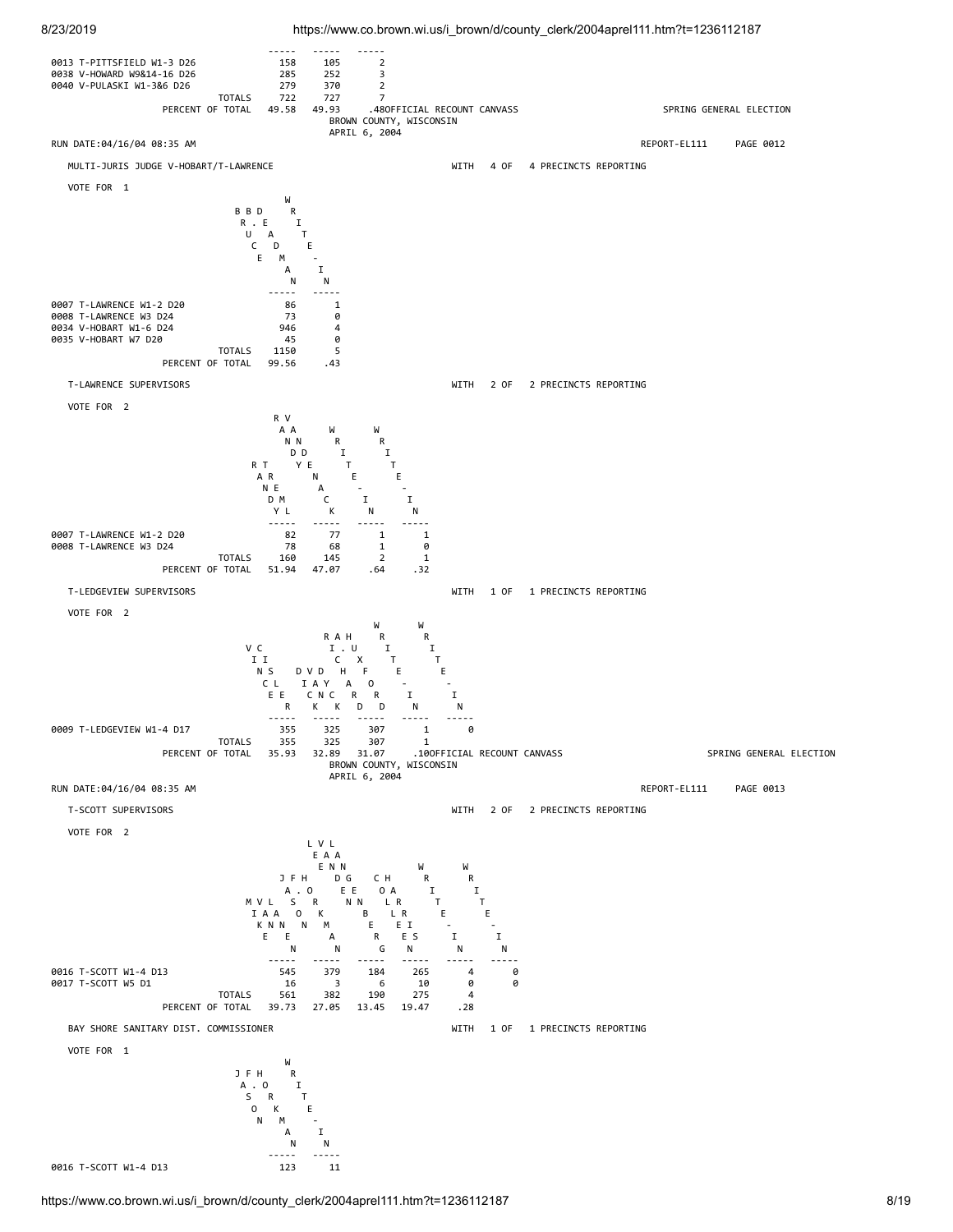| | | | |
|---|---|---|---|
| 0013 T-PITTSFIELD W1-3 D26 | 158 | 105 | 2 |
| 0038 V-HOWARD W9&14-16 D26 | 285 | 252 | 3 |
| 0040 V-PULASKI W1-3&6 D26 | 279 | 370 | 2 |
| TOTALS | 722 | 727 | 7 |
| PERCENT OF TOTAL | 49.58 | 49.93 | .48 |

OFFICIAL RECOUNT CANVASS
BROWN COUNTY, WISCONSIN
APRIL 6, 2004

SPRING GENERAL ELECTION

RUN DATE:04/16/04 08:35 AM

REPORT-EL111 PAGE 0012

## MULTI-JURIS JUDGE V-HOBART/T-LAWRENCE

WITH 4 OF 4 PRECINCTS REPORTING

VOTE FOR 1

| | BRUCE B. DEADMAN | WRITE-IN |
|---|---|---|
| 0007 T-LAWRENCE W1-2 D20 | 86 | 1 |
| 0008 T-LAWRENCE W3 D24 | 73 | 0 |
| 0034 V-HOBART W1-6 D24 | 946 | 4 |
| 0035 V-HOBART W7 D20 | 45 | 0 |
| TOTALS | 1150 | 5 |
| PERCENT OF TOTAL | 99.56 | .43 |

## T-LAWRENCE SUPERVISORS

WITH 2 OF 2 PRECINCTS REPORTING

VOTE FOR 2

| | RANDY TREML | RANDY VANDENACK | WRITE-IN | WRITE-IN |
|---|---|---|---|---|
| 0007 T-LAWRENCE W1-2 D20 | 82 | 77 | 1 | 1 |
| 0008 T-LAWRENCE W3 D24 | 78 | 68 | 1 | 0 |
| TOTALS | 160 | 145 | 2 | 1 |
| PERCENT OF TOTAL | 51.94 | 47.07 | .64 | .32 |

## T-LEDGEVIEW SUPERVISORS

WITH 1 OF 1 PRECINCTS REPORTING

VOTE FOR 2

| | VINCE CISLER | DICK VAN DYCK | RICHARD A. HUXFORD | WRITE-IN | WRITE-IN |
|---|---|---|---|---|---|
| 0009 T-LEDGEVIEW W1-4 D17 | 355 | 325 | 307 | 1 | 0 |
| TOTALS | 355 | 325 | 307 | 1 | |
| PERCENT OF TOTAL | 35.93 | 32.89 | 31.07 | .10 | |

OFFICIAL RECOUNT CANVASS
BROWN COUNTY, WISCONSIN
APRIL 6, 2004

SPRING GENERAL ELECTION

RUN DATE:04/16/04 08:35 AM

REPORT-EL111 PAGE 0013

## T-SCOTT SUPERVISORS

WITH 2 OF 2 PRECINCTS REPORTING

VOTE FOR 2

| | MIKE VAN LANEN | JASON F. HORKMAN | LEE VANDEN LANGENBERG | COLLEEN HARRIS | WRITE-IN | WRITE-IN |
|---|---|---|---|---|---|---|
| 0016 T-SCOTT W1-4 D13 | 545 | 379 | 184 | 265 | 4 | 0 |
| 0017 T-SCOTT W5 D1 | 16 | 3 | 6 | 10 | 0 | 0 |
| TOTALS | 561 | 382 | 190 | 275 | 4 | |
| PERCENT OF TOTAL | 39.73 | 27.05 | 13.45 | 19.47 | .28 | |

## BAY SHORE SANITARY DIST. COMMISSIONER

WITH 1 OF 1 PRECINCTS REPORTING

VOTE FOR 1

| | JASON F. HORKMAN | WRITE-IN |
|---|---|---|
| 0016 T-SCOTT W1-4 D13 | 123 | 11 |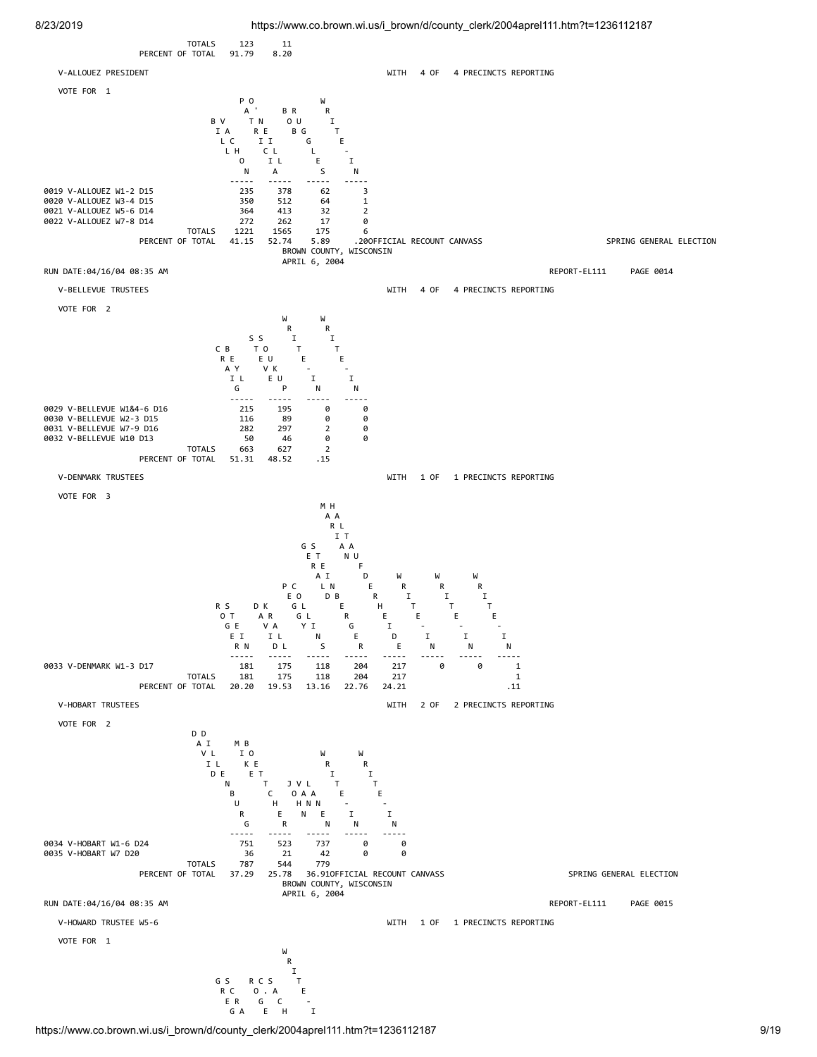| | | |
|---|---|---|
| TOTALS | 123 | 11 |
| PERCENT OF TOTAL | 91.79 | 8.20 |

## V-ALLOUEZ PRESIDENT

WITH 4 OF 4 PRECINCTS REPORTING

VOTE FOR 1

| | BILL VACHON | PATRICIA O'NEILL | BOB RUGGLES | WRITE-IN |
|---|---|---|---|---|
| 0019 V-ALLOUEZ W1-2 D15 | 235 | 378 | 62 | 3 |
| 0020 V-ALLOUEZ W3-4 D15 | 350 | 512 | 64 | 1 |
| 0021 V-ALLOUEZ W5-6 D14 | 364 | 413 | 32 | 2 |
| 0022 V-ALLOUEZ W7-8 D14 | 272 | 262 | 17 | 0 |
| TOTALS | 1221 | 1565 | 175 | 6 |
| PERCENT OF TOTAL | 41.15 | 52.74 | 5.89 | .20 |

OFFICIAL RECOUNT CANVASS

SPRING GENERAL ELECTION

BROWN COUNTY, WISCONSIN

APRIL 6, 2004

RUN DATE:04/16/04 08:35 AM

REPORT-EL111 PAGE 0014

## V-BELLEVUE TRUSTEES

WITH 4 OF 4 PRECINCTS REPORTING

VOTE FOR 2

| | CRAIG BEYL | STEVE SOUKUP | WRITE-IN | WRITE-IN |
|---|---|---|---|---|
| 0029 V-BELLEVUE W1&4-6 D16 | 215 | 195 | 0 | 0 |
| 0030 V-BELLEVUE W2-3 D15 | 116 | 89 | 0 | 0 |
| 0031 V-BELLEVUE W7-9 D16 | 282 | 297 | 2 | 0 |
| 0032 V-BELLEVUE W10 D13 | 50 | 46 | 0 | 0 |
| TOTALS | 663 | 627 | 2 | |
| PERCENT OF TOTAL | 51.31 | 48.52 | .15 | |

## V-DENMARK TRUSTEES

WITH 1 OF 1 PRECINCTS REPORTING

VOTE FOR 3

| | ROGER STEIN | DAVID KRALL | PEGGY COLLINS | GERALD STEINBERGER | MARIAN HALTAUFDERHEIDE | WRITE-IN | WRITE-IN | WRITE-IN |
|---|---|---|---|---|---|---|---|---|
| 0033 V-DENMARK W1-3 D17 | 181 | 175 | 118 | 204 | 217 | 0 | 0 | 1 |
| TOTALS | 181 | 175 | 118 | 204 | 217 | | | 1 |
| PERCENT OF TOTAL | 20.20 | 19.53 | 13.16 | 22.76 | 24.21 | | | .11 |

## V-HOBART TRUSTEES

WITH 2 OF 2 PRECINCTS REPORTING

VOTE FOR 2

| | DAVID DILLENBURG | MIKE BOETTCHER | JOHN VAN LANEN | WRITE-IN | WRITE-IN |
|---|---|---|---|---|---|
| 0034 V-HOBART W1-6 D24 | 751 | 523 | 737 | 0 | 0 |
| 0035 V-HOBART W7 D20 | 36 | 21 | 42 | 0 | 0 |
| TOTALS | 787 | 544 | 779 | | |
| PERCENT OF TOTAL | 37.29 | 25.78 | 36.91 | | |

OFFICIAL RECOUNT CANVASS

SPRING GENERAL ELECTION

BROWN COUNTY, WISCONSIN

APRIL 6, 2004

RUN DATE:04/16/04 08:35 AM

REPORT-EL111 PAGE 0015

## V-HOWARD TRUSTEE W5-6

WITH 1 OF 1 PRECINCTS REPORTING

VOTE FOR 1

| | GREG SCRA | ROGER C. SCHA | WRITE-I |
|---|---|---|---|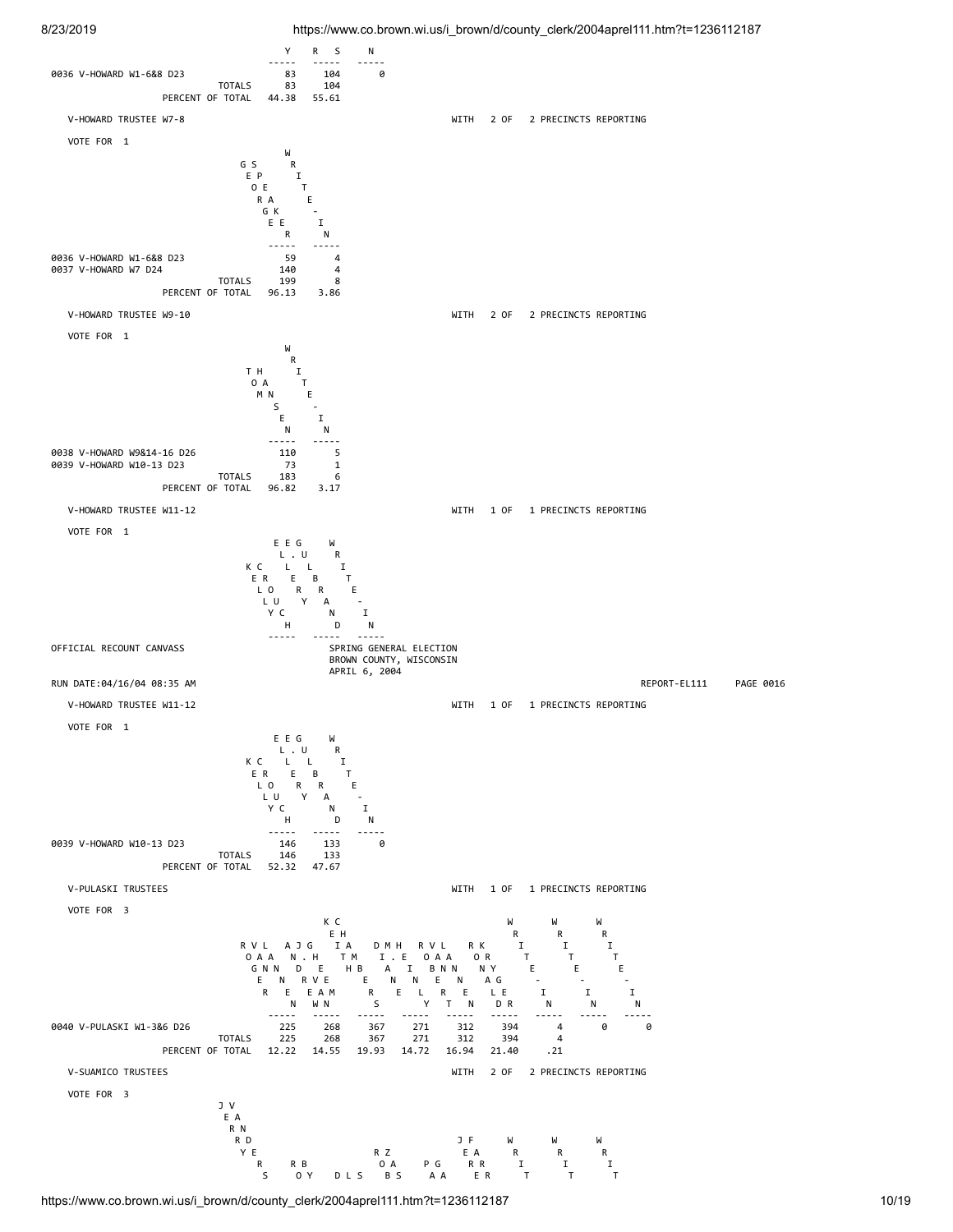| | | Y | R S | N |
|---|---|---|---|---|
| 0036 V-HOWARD W1-6&8 D23 | | 83 | 104 | 0 |
| | TOTALS | 83 | 104 | |
| | PERCENT OF TOTAL | 44.38 | 55.61 | |

## V-HOWARD TRUSTEE W7-8

WITH 2 OF 2 PRECINCTS REPORTING

VOTE FOR 1

| | | GEORGE SPEAKER | WRITE-IN |
|---|---|---|---|
| 0036 V-HOWARD W1-6&8 D23 | | 59 | 4 |
| 0037 V-HOWARD W7 D24 | | 140 | 4 |
| | TOTALS | 199 | 8 |
| | PERCENT OF TOTAL | 96.13 | 3.86 |

## V-HOWARD TRUSTEE W9-10

WITH 2 OF 2 PRECINCTS REPORTING

VOTE FOR 1

| | | TOM HANSEN | WRITE-IN |
|---|---|---|---|
| 0038 V-HOWARD W9&14-16 D26 | | 110 | 5 |
| 0039 V-HOWARD W10-13 D23 | | 73 | 1 |
| | TOTALS | 183 | 6 |
| | PERCENT OF TOTAL | 96.82 | 3.17 |

## V-HOWARD TRUSTEE W11-12

WITH 1 OF 1 PRECINCTS REPORTING

VOTE FOR 1

OFFICIAL RECOUNT CANVASS

SPRING GENERAL ELECTION
BROWN COUNTY, WISCONSIN
APRIL 6, 2004

RUN DATE:04/16/04 08:35 AM REPORT-EL111 PAGE 0016

## V-HOWARD TRUSTEE W11-12

WITH 1 OF 1 PRECINCTS REPORTING

VOTE FOR 1

| | | KELLY CROUCH | ELLERY E. GULBRAND | WRITE-IN |
|---|---|---|---|---|
| 0039 V-HOWARD W10-13 D23 | | 146 | 133 | 0 |
| | TOTALS | 146 | 133 | |
| | PERCENT OF TOTAL | 52.32 | 47.67 | |

## V-PULASKI TRUSTEES

WITH 1 OF 1 PRECINCTS REPORTING

VOTE FOR 3

| | | ROGER VAN LANNEN | ANDREW J. VAN GHEEM | KEITH CHAMBERS | DIANE M. HEINLY | ROBERT VAN LANNEN | RONALD KRYGER | WRITE-IN | WRITE-IN | WRITE-IN |
|---|---|---|---|---|---|---|---|---|---|---|
| 0040 V-PULASKI W1-3&6 D26 | | 225 | 268 | 367 | 271 | 312 | 394 | 4 | 0 | 0 |
| | TOTALS | 225 | 268 | 367 | 271 | 312 | 394 | 4 | | |
| | PERCENT OF TOTAL | 12.22 | 14.55 | 19.93 | 14.72 | 16.94 | 21.40 | .21 | | |

## V-SUAMICO TRUSTEES

WITH 2 OF 2 PRECINCTS REPORTING

VOTE FOR 3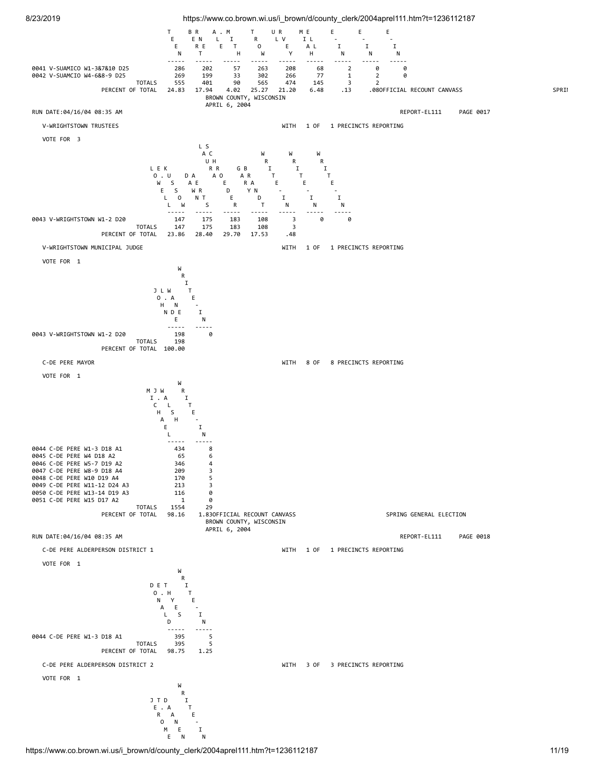| | | | | | | | | | |
|---|---|---|---|---|---|---|---|---|---|
| | | | | | | | WRITE-IN | WRITE-IN | WRITE-IN |
| 0041 V-SUAMICO W1-3&7&10 D25 | 286 | 202 | 57 | 263 | 208 | 68 | 2 | 0 | 0 |
| 0042 V-SUAMCIO W4-6&8-9 D25 | 269 | 199 | 33 | 302 | 266 | 77 | 1 | 2 | 0 |
| TOTALS | 555 | 401 | 90 | 565 | 474 | 145 | 3 | 2 | |
| PERCENT OF TOTAL | 24.83 | 17.94 | 4.02 | 25.27 | 21.20 | 6.48 | .13 | .08 | |

OFFICIAL RECOUNT CANVASS
SPRING GENERAL ELECTION
BROWN COUNTY, WISCONSIN
APRIL 6, 2004

RUN DATE:04/16/04 08:35 AM — REPORT-EL111 PAGE 0017

**V-WRIGHTSTOWN TRUSTEES** — WITH 1 OF 1 PRECINCTS REPORTING

VOTE FOR 3

| | LOWELL E. KUSSOW | DAWN AERTS | LAURA SCHROEDER | GARY BRANDT | WRITE-IN | WRITE-IN | WRITE-IN |
|---|---|---|---|---|---|---|---|
| 0043 V-WRIGHTSTOWN W1-2 D20 | 147 | 175 | 183 | 108 | 3 | 0 | 0 |
| TOTALS | 147 | 175 | 183 | 108 | 3 | | |
| PERCENT OF TOTAL | 23.86 | 28.40 | 29.70 | 17.53 | .48 | | |

**V-WRIGHTSTOWN MUNICIPAL JUDGE** — WITH 1 OF 1 PRECINCTS REPORTING

VOTE FOR 1

| | JOHN L. WANDE | WRITE-IN |
|---|---|---|
| 0043 V-WRIGHTSTOWN W1-2 D20 | 198 | 0 |
| TOTALS | 198 | |
| PERCENT OF TOTAL | 100.00 | |

**C-DE PERE MAYOR** — WITH 8 OF 8 PRECINCTS REPORTING

VOTE FOR 1

| | MICHAEL J. WALSH | WRITE-IN |
|---|---|---|
| 0044 C-DE PERE W1-3 D18 A1 | 434 | 8 |
| 0045 C-DE PERE W4 D18 A2 | 65 | 6 |
| 0046 C-DE PERE W5-7 D19 A2 | 346 | 4 |
| 0047 C-DE PERE W8-9 D18 A4 | 209 | 3 |
| 0048 C-DE PERE W10 D19 A4 | 170 | 5 |
| 0049 C-DE PERE W11-12 D24 A3 | 213 | 3 |
| 0050 C-DE PERE W13-14 D19 A3 | 116 | 0 |
| 0051 C-DE PERE W15 D17 A2 | 1 | 0 |
| TOTALS | 1554 | 29 |
| PERCENT OF TOTAL | 98.16 | 1.83 |

OFFICIAL RECOUNT CANVASS
SPRING GENERAL ELECTION
BROWN COUNTY, WISCONSIN
APRIL 6, 2004

RUN DATE:04/16/04 08:35 AM — REPORT-EL111 PAGE 0018

**C-DE PERE ALDERPERSON DISTRICT 1** — WITH 1 OF 1 PRECINCTS REPORTING

VOTE FOR 1

| | DONALD E. THYES | WRITE-IN |
|---|---|---|
| 0044 C-DE PERE W1-3 D18 A1 | 395 | 5 |
| TOTALS | 395 | 5 |
| PERCENT OF TOTAL | 98.75 | 1.25 |

**C-DE PERE ALDERPERSON DISTRICT 2** — WITH 3 OF 3 PRECINCTS REPORTING

VOTE FOR 1

| | JEROME T. DANEN | WRITE-IN |
|---|---|---|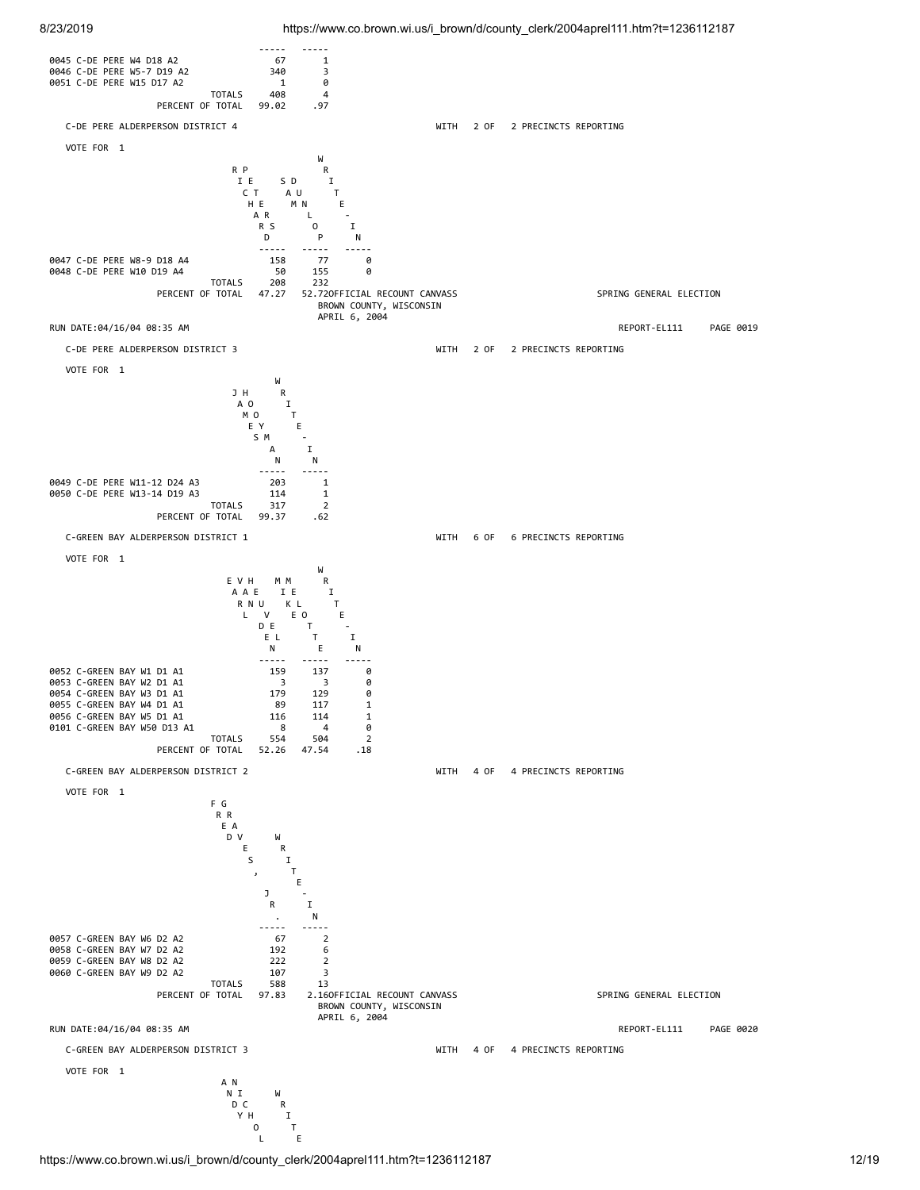| | | |
|---|---|---|
| 0045 C-DE PERE W4 D18 A2 | 67 | 1 |
| 0046 C-DE PERE W5-7 D19 A2 | 340 | 3 |
| 0051 C-DE PERE W15 D17 A2 | 1 | 0 |
| TOTALS | 408 | 4 |
| PERCENT OF TOTAL | 99.02 | .97 |

C-DE PERE ALDERPERSON DISTRICT 4 WITH 2 OF 2 PRECINCTS REPORTING

VOTE FOR 1

| | RICHARD PEERS | SUE DUMPHY | WRITE-IN |
|---|---|---|---|
| 0047 C-DE PERE W8-9 D18 A4 | 158 | 77 | 0 |
| 0048 C-DE PERE W10 D19 A4 | 50 | 155 | 0 |
| TOTALS | 208 | 232 | |
| PERCENT OF TOTAL | 47.27 | 52.72 | |

OFFICIAL RECOUNT CANVASS
BROWN COUNTY, WISCONSIN
APRIL 6, 2004

SPRING GENERAL ELECTION

RUN DATE:04/16/04 08:35 AM REPORT-EL111 PAGE 0019

C-DE PERE ALDERPERSON DISTRICT 3 WITH 2 OF 2 PRECINCTS REPORTING

VOTE FOR 1

| | JAMES HOOYMAN | WRITE-IN |
|---|---|---|
| 0049 C-DE PERE W11-12 D24 A3 | 203 | 1 |
| 0050 C-DE PERE W13-14 D19 A3 | 114 | 1 |
| TOTALS | 317 | 2 |
| PERCENT OF TOTAL | 99.37 | .62 |

C-GREEN BAY ALDERPERSON DISTRICT 1 WITH 6 OF 6 PRECINCTS REPORTING

VOTE FOR 1

| | EARL VAN HEUVELEN | MIKE MOLTE | WRITE-IN |
|---|---|---|---|
| 0052 C-GREEN BAY W1 D1 A1 | 159 | 137 | 0 |
| 0053 C-GREEN BAY W2 D1 A1 | 3 | 3 | 0 |
| 0054 C-GREEN BAY W3 D1 A1 | 179 | 129 | 0 |
| 0055 C-GREEN BAY W4 D1 A1 | 89 | 117 | 1 |
| 0056 C-GREEN BAY W5 D1 A1 | 116 | 114 | 1 |
| 0101 C-GREEN BAY W50 D13 A1 | 8 | 4 | 0 |
| TOTALS | 554 | 504 | 2 |
| PERCENT OF TOTAL | 52.26 | 47.54 | .18 |

C-GREEN BAY ALDERPERSON DISTRICT 2 WITH 4 OF 4 PRECINCTS REPORTING

VOTE FOR 1

| | FRED DES, GRAVE JR. | WRITE-IN |
|---|---|---|
| 0057 C-GREEN BAY W6 D2 A2 | 67 | 2 |
| 0058 C-GREEN BAY W7 D2 A2 | 192 | 6 |
| 0059 C-GREEN BAY W8 D2 A2 | 222 | 2 |
| 0060 C-GREEN BAY W9 D2 A2 | 107 | 3 |
| TOTALS | 588 | 13 |
| PERCENT OF TOTAL | 97.83 | 2.16 |

OFFICIAL RECOUNT CANVASS
BROWN COUNTY, WISCONSIN
APRIL 6, 2004

SPRING GENERAL ELECTION

RUN DATE:04/16/04 08:35 AM REPORT-EL111 PAGE 0020

C-GREEN BAY ALDERPERSON DISTRICT 3 WITH 4 OF 4 PRECINCTS REPORTING

VOTE FOR 1

ANDY NICHOL | WRITE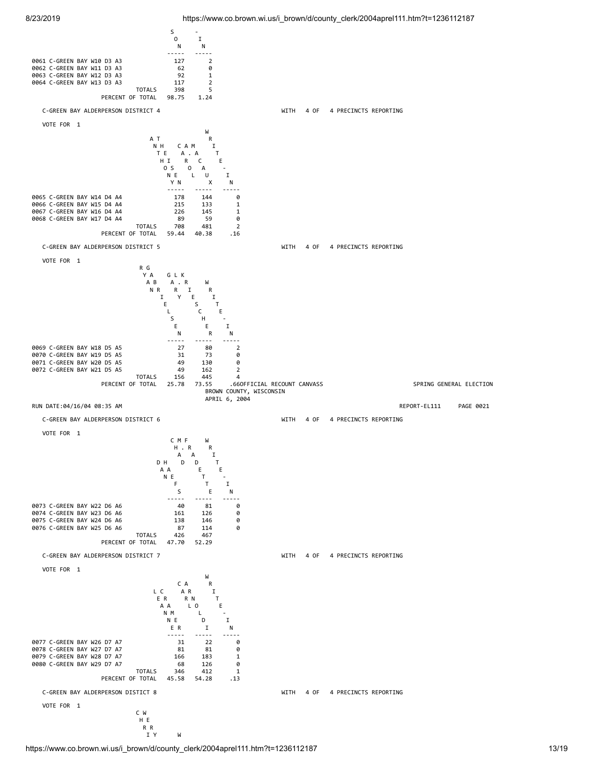| | ...SON | WRITE-IN |
|---|---|---|
| 0061 C-GREEN BAY W10 D3 A3 | 127 | 2 |
| 0062 C-GREEN BAY W11 D3 A3 | 62 | 0 |
| 0063 C-GREEN BAY W12 D3 A3 | 92 | 1 |
| 0064 C-GREEN BAY W13 D3 A3 | 117 | 2 |
| TOTALS | 398 | 5 |
| PERCENT OF TOTAL | 98.75 | 1.24 |

C-GREEN BAY ALDERPERSON DISTRICT 4 WITH 4 OF 4 PRECINCTS REPORTING

VOTE FOR 1

| | ANTHONY THEISEN | CAROL A. MACAUX | WRITE-IN |
|---|---|---|---|
| 0065 C-GREEN BAY W14 D4 A4 | 178 | 144 | 0 |
| 0066 C-GREEN BAY W15 D4 A4 | 215 | 133 | 1 |
| 0067 C-GREEN BAY W16 D4 A4 | 226 | 145 | 1 |
| 0068 C-GREEN BAY W17 D4 A4 | 89 | 59 | 0 |
| TOTALS | 708 | 481 | 2 |
| PERCENT OF TOTAL | 59.44 | 40.38 | .16 |

C-GREEN BAY ALDERPERSON DISTRICT 5 WITH 4 OF 4 PRECINCTS REPORTING

VOTE FOR 1

| | RYAN GABRIELSEN | GARY L. KRIESCHER | WRITE-IN |
|---|---|---|---|
| 0069 C-GREEN BAY W18 D5 A5 | 27 | 80 | 2 |
| 0070 C-GREEN BAY W19 D5 A5 | 31 | 73 | 0 |
| 0071 C-GREEN BAY W20 D5 A5 | 49 | 130 | 0 |
| 0072 C-GREEN BAY W21 D5 A5 | 49 | 162 | 2 |
| TOTALS | 156 | 445 | 4 |
| PERCENT OF TOTAL | 25.78 | 73.55 | .66 |

OFFICIAL RECOUNT CANVASS SPRING GENERAL ELECTION
BROWN COUNTY, WISCONSIN
APRIL 6, 2004

RUN DATE:04/16/04 08:35 AM REPORT-EL111 PAGE 0021

C-GREEN BAY ALDERPERSON DISTRICT 6 WITH 4 OF 4 PRECINCTS REPORTING

VOTE FOR 1

| | DAN HAEFS | CHAD M. FRADETTE | WRITE-IN |
|---|---|---|---|
| 0073 C-GREEN BAY W22 D6 A6 | 40 | 81 | 0 |
| 0074 C-GREEN BAY W23 D6 A6 | 161 | 126 | 0 |
| 0075 C-GREEN BAY W24 D6 A6 | 138 | 146 | 0 |
| 0076 C-GREEN BAY W25 D6 A6 | 87 | 114 | 0 |
| TOTALS | 426 | 467 | |
| PERCENT OF TOTAL | 47.70 | 52.29 | |

C-GREEN BAY ALDERPERSON DISTRICT 7 WITH 4 OF 4 PRECINCTS REPORTING

VOTE FOR 1

| | LEANNE CRAMER | CARL ARNOLDI | WRITE-IN |
|---|---|---|---|
| 0077 C-GREEN BAY W26 D7 A7 | 31 | 22 | 0 |
| 0078 C-GREEN BAY W27 D7 A7 | 81 | 81 | 0 |
| 0079 C-GREEN BAY W28 D7 A7 | 166 | 183 | 1 |
| 0080 C-GREEN BAY W29 D7 A7 | 68 | 126 | 0 |
| TOTALS | 346 | 412 | 1 |
| PERCENT OF TOTAL | 45.58 | 54.28 | .13 |

C-GREEN BAY ALDERPERSON DISTRICT 8 WITH 4 OF 4 PRECINCTS REPORTING

VOTE FOR 1

CHRI... WERY... W...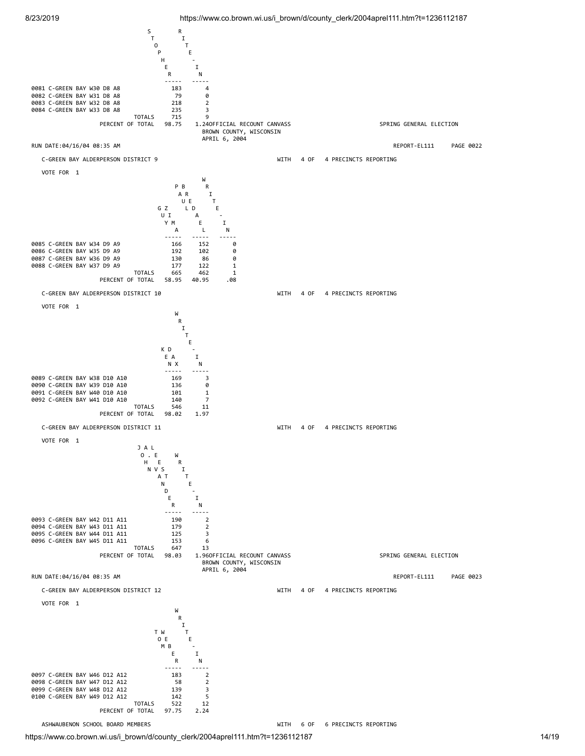| | STOPHER | WRITE-IN |
|---|---|---|
| 0081 C-GREEN BAY W30 D8 A8 | 183 | 4 |
| 0082 C-GREEN BAY W31 D8 A8 | 79 | 0 |
| 0083 C-GREEN BAY W32 D8 A8 | 218 | 2 |
| 0084 C-GREEN BAY W33 D8 A8 | 235 | 3 |
| TOTALS | 715 | 9 |
| PERCENT OF TOTAL | 98.75 | 1.24 |

OFFICIAL RECOUNT CANVASS
BROWN COUNTY, WISCONSIN
APRIL 6, 2004

SPRING GENERAL ELECTION

RUN DATE:04/16/04 08:35 AM

REPORT-EL111 PAGE 0022

## C-GREEN BAY ALDERPERSON DISTRICT 9

WITH 4 OF 4 PRECINCTS REPORTING

VOTE FOR 1

| | GUY ZUMA | PAUL BREDAEL | WRITE-IN |
|---|---|---|---|
| 0085 C-GREEN BAY W34 D9 A9 | 166 | 152 | 0 |
| 0086 C-GREEN BAY W35 D9 A9 | 192 | 102 | 0 |
| 0087 C-GREEN BAY W36 D9 A9 | 130 | 86 | 0 |
| 0088 C-GREEN BAY W37 D9 A9 | 177 | 122 | 1 |
| TOTALS | 665 | 462 | 1 |
| PERCENT OF TOTAL | 58.95 | 40.95 | .08 |

## C-GREEN BAY ALDERPERSON DISTRICT 10

WITH 4 OF 4 PRECINCTS REPORTING

VOTE FOR 1

| | KEN DAX | WRITE-IN |
|---|---|---|
| 0089 C-GREEN BAY W38 D10 A10 | 169 | 3 |
| 0090 C-GREEN BAY W39 D10 A10 | 136 | 0 |
| 0091 C-GREEN BAY W40 D10 A10 | 101 | 1 |
| 0092 C-GREEN BAY W41 D10 A10 | 140 | 7 |
| TOTALS | 546 | 11 |
| PERCENT OF TOTAL | 98.02 | 1.97 |

## C-GREEN BAY ALDERPERSON DISTRICT 11

WITH 4 OF 4 PRECINCTS REPORTING

VOTE FOR 1

| | JOHN A. LEVSTANDER | WRITE-IN |
|---|---|---|
| 0093 C-GREEN BAY W42 D11 A11 | 190 | 2 |
| 0094 C-GREEN BAY W43 D11 A11 | 179 | 2 |
| 0095 C-GREEN BAY W44 D11 A11 | 125 | 3 |
| 0096 C-GREEN BAY W45 D11 A11 | 153 | 6 |
| TOTALS | 647 | 13 |
| PERCENT OF TOTAL | 98.03 | 1.96 |

OFFICIAL RECOUNT CANVASS
BROWN COUNTY, WISCONSIN
APRIL 6, 2004

SPRING GENERAL ELECTION

RUN DATE:04/16/04 08:35 AM

REPORT-EL111 PAGE 0023

## C-GREEN BAY ALDERPERSON DISTRICT 12

WITH 4 OF 4 PRECINCTS REPORTING

VOTE FOR 1

| | TOM WEBER | WRITE-IN |
|---|---|---|
| 0097 C-GREEN BAY W46 D12 A12 | 183 | 2 |
| 0098 C-GREEN BAY W47 D12 A12 | 58 | 2 |
| 0099 C-GREEN BAY W48 D12 A12 | 139 | 3 |
| 0100 C-GREEN BAY W49 D12 A12 | 142 | 5 |
| TOTALS | 522 | 12 |
| PERCENT OF TOTAL | 97.75 | 2.24 |

## ASHWAUBENON SCHOOL BOARD MEMBERS

WITH 6 OF 6 PRECINCTS REPORTING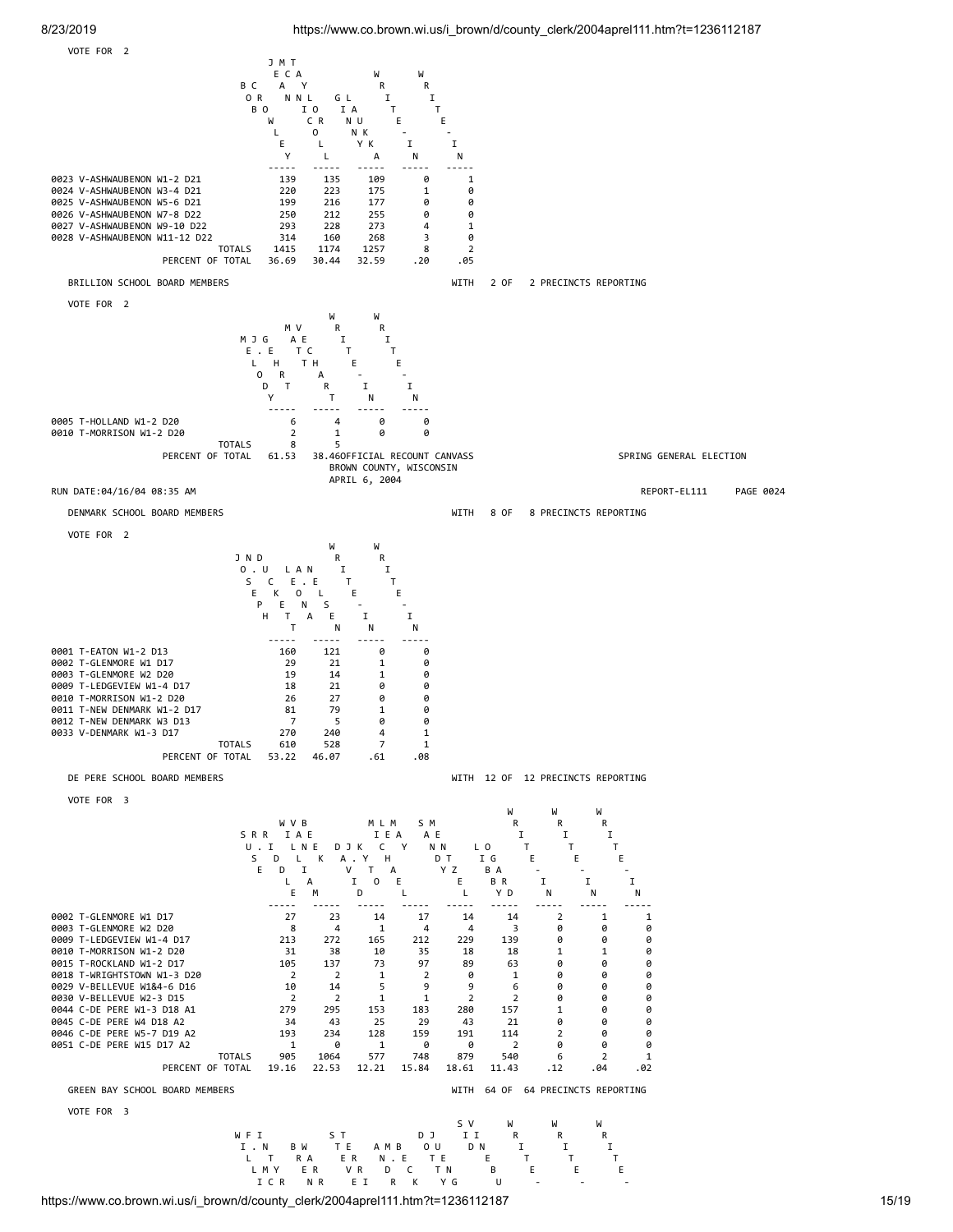VOTE FOR 2

| | BOB CROWLEY | JEAN M. TAYLOR NICOLL | GINNY LAUKKA | WRITE-IN | WRITE-IN |
|---|---|---|---|---|---|
| 0023 V-ASHWAUBENON W1-2 D21 | 139 | 135 | 109 | 0 | 1 |
| 0024 V-ASHWAUBENON W3-4 D21 | 220 | 223 | 175 | 1 | 0 |
| 0025 V-ASHWAUBENON W5-6 D21 | 199 | 216 | 177 | 0 | 0 |
| 0026 V-ASHWAUBENON W7-8 D22 | 250 | 212 | 255 | 0 | 0 |
| 0027 V-ASHWAUBENON W9-10 D22 | 293 | 228 | 273 | 4 | 1 |
| 0028 V-ASHWAUBENON W11-12 D22 | 314 | 160 | 268 | 3 | 0 |
| TOTALS | 1415 | 1174 | 1257 | 8 | 2 |
| PERCENT OF TOTAL | 36.69 | 30.44 | 32.59 | .20 | .05 |

BRILLION SCHOOL BOARD MEMBERS — WITH 2 OF 2 PRECINCTS REPORTING

VOTE FOR 2

| | MELODY J. GEHRT | MATT VECHART | WRITE-IN | WRITE-IN |
|---|---|---|---|---|
| 0005 T-HOLLAND W1-2 D20 | 6 | 4 | 0 | 0 |
| 0010 T-MORRISON W1-2 D20 | 2 | 1 | 0 | 0 |
| TOTALS | 8 | 5 | | |
| PERCENT OF TOTAL | 61.53 | 38.46 | | |

DENMARK SCHOOL BOARD MEMBERS — WITH 8 OF 8 PRECINCTS REPORTING

VOTE FOR 2

| | JOSEPH N. DUCKETT | LEONA A. NELSEN | WRITE-IN | WRITE-IN |
|---|---|---|---|---|
| 0001 T-EATON W1-2 D13 | 160 | 121 | 0 | 0 |
| 0002 T-GLENMORE W1 D17 | 29 | 21 | 1 | 0 |
| 0003 T-GLENMORE W2 D20 | 19 | 14 | 1 | 0 |
| 0009 T-LEDGEVIEW W1-4 D17 | 18 | 21 | 0 | 0 |
| 0010 T-MORRISON W1-2 D20 | 26 | 27 | 0 | 0 |
| 0011 T-NEW DENMARK W1-2 D17 | 81 | 79 | 1 | 0 |
| 0012 T-NEW DENMARK W3 D13 | 7 | 5 | 0 | 0 |
| 0033 V-DENMARK W1-3 D17 | 270 | 240 | 4 | 1 |
| TOTALS | 610 | 528 | 7 | 1 |
| PERCENT OF TOTAL | 53.22 | 46.07 | .61 | .08 |

DE PERE SCHOOL BOARD MEMBERS — WITH 12 OF 12 PRECINCTS REPORTING

VOTE FOR 3

| | SUSE R. RIDDLE | WILLIAM VAN BEEK | DAVID J. KYTOL | MICHAEL L. MAY | SANDY MENTZEL | LIBBY OGARD | WRITE-IN | WRITE-IN | WRITE-IN |
|---|---|---|---|---|---|---|---|---|---|
| 0002 T-GLENMORE W1 D17 | 27 | 23 | 14 | 17 | 14 | 14 | 2 | 1 | 1 |
| 0003 T-GLENMORE W2 D20 | 8 | 4 | 1 | 4 | 4 | 3 | 0 | 0 | 0 |
| 0009 T-LEDGEVIEW W1-4 D17 | 213 | 272 | 165 | 212 | 229 | 139 | 0 | 0 | 0 |
| 0010 T-MORRISON W1-2 D20 | 31 | 38 | 10 | 35 | 18 | 18 | 1 | 1 | 0 |
| 0015 T-ROCKLAND W1-2 D17 | 105 | 137 | 73 | 97 | 89 | 63 | 0 | 0 | 0 |
| 0018 T-WRIGHTSTOWN W1-3 D20 | 2 | 2 | 1 | 2 | 0 | 1 | 0 | 0 | 0 |
| 0029 V-BELLEVUE W1&4-6 D16 | 10 | 14 | 5 | 9 | 9 | 6 | 0 | 0 | 0 |
| 0030 V-BELLEVUE W2-3 D15 | 2 | 2 | 1 | 1 | 2 | 2 | 0 | 0 | 0 |
| 0044 C-DE PERE W1-3 D18 A1 | 279 | 295 | 153 | 183 | 280 | 157 | 1 | 0 | 0 |
| 0045 C-DE PERE W4 D18 A2 | 34 | 43 | 25 | 29 | 43 | 21 | 0 | 0 | 0 |
| 0046 C-DE PERE W5-7 D19 A2 | 193 | 234 | 128 | 159 | 191 | 114 | 2 | 0 | 0 |
| 0051 C-DE PERE W15 D17 A2 | 1 | 0 | 1 | 0 | 0 | 2 | 0 | 0 | 0 |
| TOTALS | 905 | 1064 | 577 | 748 | 879 | 540 | 6 | 2 | 1 |
| PERCENT OF TOTAL | 19.16 | 22.53 | 12.21 | 15.84 | 18.61 | 11.43 | .12 | .04 | .02 |

GREEN BAY SCHOOL BOARD MEMBERS — WITH 64 OF 64 PRECINCTS REPORTING

VOTE FOR 3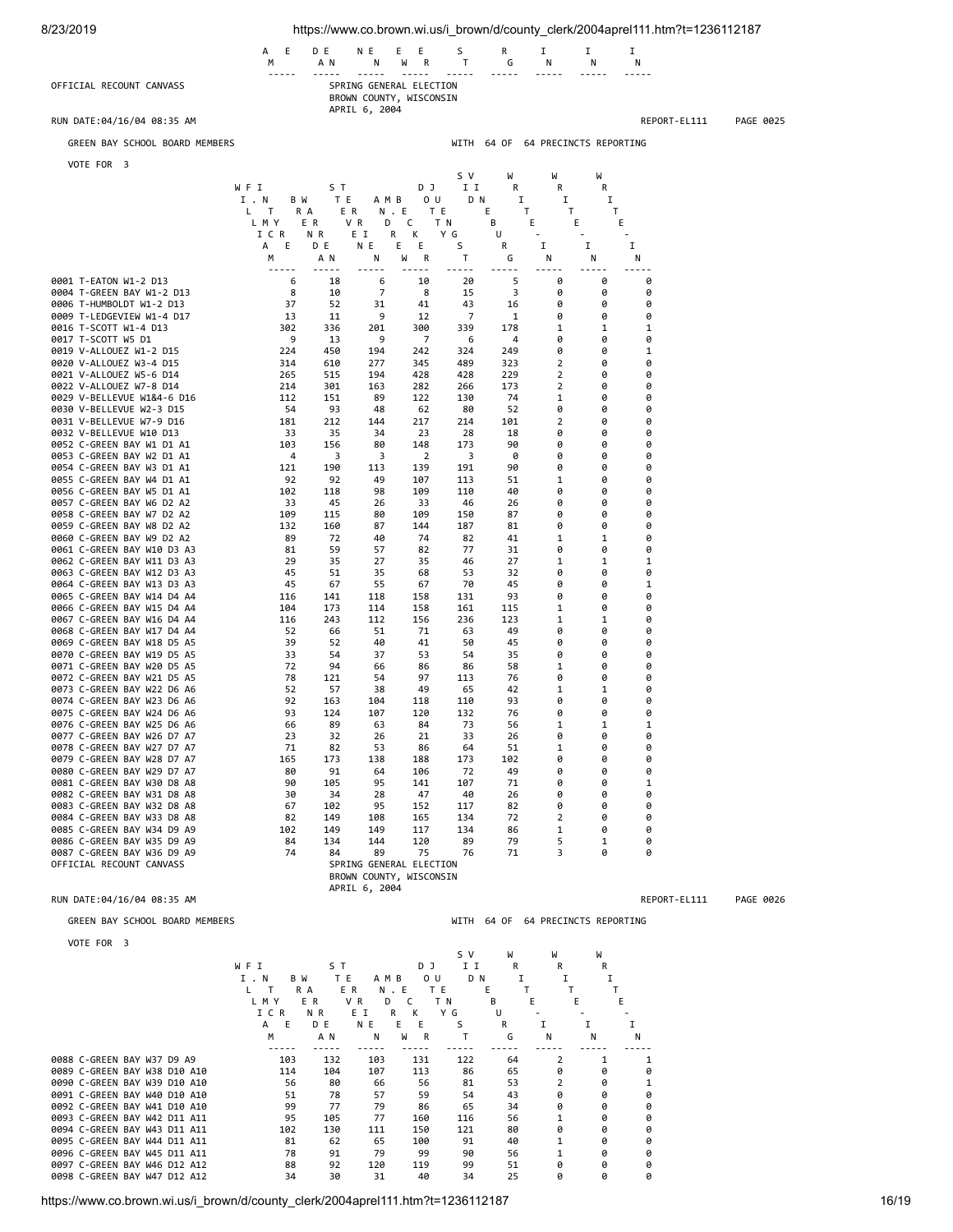OFFICIAL RECOUNT CANVASS

SPRING GENERAL ELECTION
BROWN COUNTY, WISCONSIN
APRIL 6, 2004

RUN DATE:04/16/04 08:35 AM — REPORT-EL111 — PAGE 0025

GREEN BAY SCHOOL BOARD MEMBERS — WITH 64 OF 64 PRECINCTS REPORTING

VOTE FOR 3

| Precinct | WILLIAM F. MCINTYRE | BRENDA WARREN | STEVEN TERRIEN | ANDREW M. BECKER | DOTTY JUENGST | SID VINEBURG | WRITE-IN | WRITE-IN | WRITE-IN |
|---|---|---|---|---|---|---|---|---|---|
| 0001 T-EATON W1-2 D13 | 6 | 18 | 6 | 10 | 20 | 5 | 0 | 0 | 0 |
| 0004 T-GREEN BAY W1-2 D13 | 8 | 10 | 7 | 8 | 15 | 3 | 0 | 0 | 0 |
| 0006 T-HUMBOLDT W1-2 D13 | 37 | 52 | 31 | 41 | 43 | 16 | 0 | 0 | 0 |
| 0009 T-LEDGEVIEW W1-4 D17 | 13 | 11 | 9 | 12 | 7 | 1 | 0 | 0 | 0 |
| 0016 T-SCOTT W1-4 D13 | 302 | 336 | 201 | 300 | 339 | 178 | 1 | 1 | 1 |
| 0017 T-SCOTT W5 D1 | 9 | 13 | 9 | 7 | 6 | 4 | 0 | 0 | 0 |
| 0019 V-ALLOUEZ W1-2 D15 | 224 | 450 | 194 | 242 | 324 | 249 | 0 | 0 | 1 |
| 0020 V-ALLOUEZ W3-4 D15 | 314 | 610 | 277 | 345 | 489 | 323 | 2 | 0 | 0 |
| 0021 V-ALLOUEZ W5-6 D14 | 265 | 515 | 194 | 428 | 428 | 229 | 2 | 0 | 0 |
| 0022 V-ALLOUEZ W7-8 D14 | 214 | 301 | 163 | 282 | 266 | 173 | 2 | 0 | 0 |
| 0029 V-BELLEVUE W1&4-6 D16 | 112 | 151 | 89 | 122 | 130 | 74 | 1 | 0 | 0 |
| 0030 V-BELLEVUE W2-3 D15 | 54 | 93 | 48 | 62 | 80 | 52 | 0 | 0 | 0 |
| 0031 V-BELLEVUE W7-9 D16 | 181 | 212 | 144 | 217 | 214 | 101 | 2 | 0 | 0 |
| 0032 V-BELLEVUE W10 D13 | 33 | 35 | 34 | 23 | 28 | 18 | 0 | 0 | 0 |
| 0052 C-GREEN BAY W1 D1 A1 | 103 | 156 | 80 | 148 | 173 | 90 | 0 | 0 | 0 |
| 0053 C-GREEN BAY W2 D1 A1 | 4 | 3 | 3 | 2 | 3 | 0 | 0 | 0 | 0 |
| 0054 C-GREEN BAY W3 D1 A1 | 121 | 190 | 113 | 139 | 191 | 90 | 0 | 0 | 0 |
| 0055 C-GREEN BAY W4 D1 A1 | 92 | 92 | 49 | 107 | 113 | 51 | 1 | 0 | 0 |
| 0056 C-GREEN BAY W5 D1 A1 | 102 | 118 | 98 | 109 | 110 | 40 | 0 | 0 | 0 |
| 0057 C-GREEN BAY W6 D2 A2 | 33 | 45 | 26 | 33 | 46 | 26 | 0 | 0 | 0 |
| 0058 C-GREEN BAY W7 D2 A2 | 109 | 115 | 80 | 109 | 150 | 87 | 0 | 0 | 0 |
| 0059 C-GREEN BAY W8 D2 A2 | 132 | 160 | 87 | 144 | 187 | 81 | 0 | 0 | 0 |
| 0060 C-GREEN BAY W9 D2 A2 | 89 | 72 | 40 | 74 | 82 | 41 | 1 | 1 | 0 |
| 0061 C-GREEN BAY W10 D3 A3 | 81 | 59 | 57 | 82 | 77 | 31 | 0 | 0 | 0 |
| 0062 C-GREEN BAY W11 D3 A3 | 29 | 35 | 27 | 35 | 46 | 27 | 1 | 1 | 1 |
| 0063 C-GREEN BAY W12 D3 A3 | 45 | 51 | 35 | 68 | 53 | 32 | 0 | 0 | 0 |
| 0064 C-GREEN BAY W13 D3 A3 | 45 | 67 | 55 | 67 | 70 | 45 | 0 | 0 | 1 |
| 0065 C-GREEN BAY W14 D4 A4 | 116 | 141 | 118 | 158 | 131 | 93 | 0 | 0 | 0 |
| 0066 C-GREEN BAY W15 D4 A4 | 104 | 173 | 114 | 158 | 161 | 115 | 1 | 0 | 0 |
| 0067 C-GREEN BAY W16 D4 A4 | 116 | 243 | 112 | 156 | 236 | 123 | 1 | 1 | 0 |
| 0068 C-GREEN BAY W17 D4 A4 | 52 | 66 | 51 | 71 | 63 | 49 | 0 | 0 | 0 |
| 0069 C-GREEN BAY W18 D5 A5 | 39 | 52 | 40 | 41 | 50 | 45 | 0 | 0 | 0 |
| 0070 C-GREEN BAY W19 D5 A5 | 33 | 54 | 37 | 53 | 54 | 35 | 0 | 0 | 0 |
| 0071 C-GREEN BAY W20 D5 A5 | 72 | 94 | 66 | 86 | 86 | 58 | 1 | 0 | 0 |
| 0072 C-GREEN BAY W21 D5 A5 | 78 | 121 | 54 | 97 | 113 | 76 | 0 | 0 | 0 |
| 0073 C-GREEN BAY W22 D6 A6 | 52 | 57 | 38 | 49 | 65 | 42 | 1 | 1 | 0 |
| 0074 C-GREEN BAY W23 D6 A6 | 92 | 163 | 104 | 118 | 110 | 93 | 0 | 0 | 0 |
| 0075 C-GREEN BAY W24 D6 A6 | 93 | 124 | 107 | 120 | 132 | 76 | 0 | 0 | 0 |
| 0076 C-GREEN BAY W25 D6 A6 | 66 | 89 | 63 | 84 | 73 | 56 | 1 | 1 | 1 |
| 0077 C-GREEN BAY W26 D7 A7 | 23 | 32 | 26 | 21 | 33 | 26 | 0 | 0 | 0 |
| 0078 C-GREEN BAY W27 D7 A7 | 71 | 82 | 53 | 86 | 64 | 51 | 1 | 0 | 0 |
| 0079 C-GREEN BAY W28 D7 A7 | 165 | 173 | 138 | 188 | 173 | 102 | 0 | 0 | 0 |
| 0080 C-GREEN BAY W29 D7 A7 | 80 | 91 | 64 | 106 | 72 | 49 | 0 | 0 | 0 |
| 0081 C-GREEN BAY W30 D8 A8 | 90 | 105 | 95 | 141 | 107 | 71 | 0 | 0 | 1 |
| 0082 C-GREEN BAY W31 D8 A8 | 30 | 34 | 28 | 47 | 40 | 26 | 0 | 0 | 0 |
| 0083 C-GREEN BAY W32 D8 A8 | 67 | 102 | 95 | 152 | 117 | 82 | 0 | 0 | 0 |
| 0084 C-GREEN BAY W33 D8 A8 | 82 | 149 | 108 | 165 | 134 | 72 | 2 | 0 | 0 |
| 0085 C-GREEN BAY W34 D9 A9 | 102 | 149 | 149 | 117 | 134 | 86 | 1 | 0 | 0 |
| 0086 C-GREEN BAY W35 D9 A9 | 84 | 134 | 144 | 120 | 89 | 79 | 5 | 1 | 0 |
| 0087 C-GREEN BAY W36 D9 A9 | 74 | 84 | 89 | 75 | 76 | 71 | 3 | 0 | 0 |

OFFICIAL RECOUNT CANVASS

SPRING GENERAL ELECTION
BROWN COUNTY, WISCONSIN
APRIL 6, 2004

RUN DATE:04/16/04 08:35 AM — REPORT-EL111 — PAGE 0026

GREEN BAY SCHOOL BOARD MEMBERS — WITH 64 OF 64 PRECINCTS REPORTING

VOTE FOR 3

| Precinct | WILLIAM F. MCINTYRE | BRENDA WARREN | STEVEN TERRIEN | ANDREW M. BECKER | DOTTY JUENGST | SID VINEBURG | WRITE-IN | WRITE-IN | WRITE-IN |
|---|---|---|---|---|---|---|---|---|---|
| 0088 C-GREEN BAY W37 D9 A9 | 103 | 132 | 103 | 131 | 122 | 64 | 2 | 1 | 1 |
| 0089 C-GREEN BAY W38 D10 A10 | 114 | 104 | 107 | 113 | 86 | 65 | 0 | 0 | 0 |
| 0090 C-GREEN BAY W39 D10 A10 | 56 | 80 | 66 | 56 | 81 | 53 | 2 | 0 | 1 |
| 0091 C-GREEN BAY W40 D10 A10 | 51 | 78 | 57 | 59 | 54 | 43 | 0 | 0 | 0 |
| 0092 C-GREEN BAY W41 D10 A10 | 99 | 77 | 79 | 86 | 65 | 34 | 0 | 0 | 0 |
| 0093 C-GREEN BAY W42 D11 A11 | 95 | 105 | 77 | 160 | 116 | 56 | 1 | 0 | 0 |
| 0094 C-GREEN BAY W43 D11 A11 | 102 | 130 | 111 | 150 | 121 | 80 | 0 | 0 | 0 |
| 0095 C-GREEN BAY W44 D11 A11 | 81 | 62 | 65 | 100 | 91 | 40 | 1 | 0 | 0 |
| 0096 C-GREEN BAY W45 D11 A11 | 78 | 91 | 79 | 99 | 90 | 56 | 1 | 0 | 0 |
| 0097 C-GREEN BAY W46 D12 A12 | 88 | 92 | 120 | 119 | 99 | 51 | 0 | 0 | 0 |
| 0098 C-GREEN BAY W47 D12 A12 | 34 | 30 | 31 | 40 | 34 | 25 | 0 | 0 | 0 |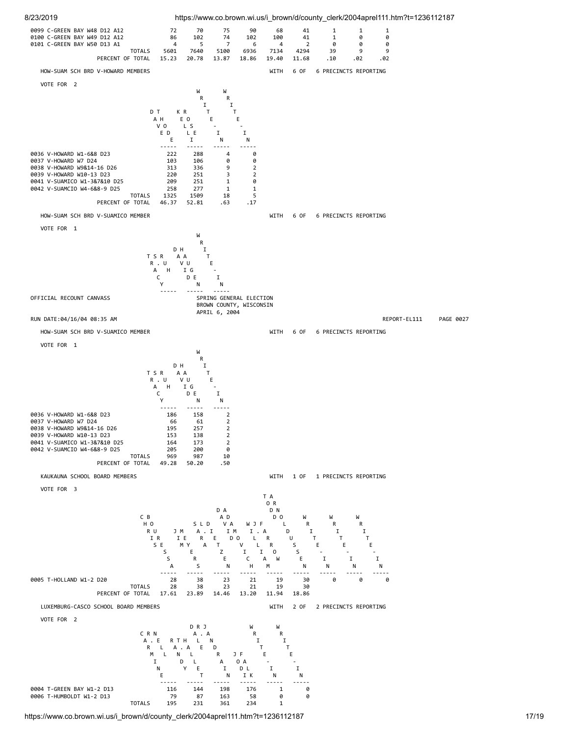| | | | | | | | | | |
|---|---|---|---|---|---|---|---|---|---|
| 0099 C-GREEN BAY W48 D12 A12 | 72 | 70 | 75 | 90 | 68 | 41 | 1 | 1 | 1 |
| 0100 C-GREEN BAY W49 D12 A12 | 86 | 102 | 74 | 102 | 100 | 41 | 1 | 0 | 0 |
| 0101 C-GREEN BAY W50 D13 A1 | 4 | 5 | 7 | 6 | 4 | 2 | 0 | 0 | 0 |
| TOTALS | 5601 | 7640 | 5100 | 6936 | 7134 | 4294 | 39 | 9 | 9 |
| PERCENT OF TOTAL | 15.23 | 20.78 | 13.87 | 18.86 | 19.40 | 11.68 | .10 | .02 | .02 |

HOW-SUAM SCH BRD V-HOWARD MEMBERS — WITH 6 OF 6 PRECINCTS REPORTING

VOTE FOR 2

| | DAVE THODE | KROLESKI | WRITE-IN | WRITE-IN |
|---|---|---|---|---|
| 0036 V-HOWARD W1-6&8 D23 | 222 | 288 | 4 | 0 |
| 0037 V-HOWARD W7 D24 | 103 | 106 | 0 | 0 |
| 0038 V-HOWARD W9&14-16 D26 | 313 | 336 | 9 | 2 |
| 0039 V-HOWARD W10-13 D23 | 220 | 251 | 3 | 2 |
| 0041 V-SUAMICO W1-3&7&10 D25 | 209 | 251 | 1 | 0 |
| 0042 V-SUAMCIO W4-6&8-9 D25 | 258 | 277 | 1 | 1 |
| TOTALS | 1325 | 1509 | 18 | 5 |
| PERCENT OF TOTAL | 46.37 | 52.81 | .63 | .17 |

HOW-SUAM SCH BRD V-SUAMICO MEMBER — WITH 6 OF 6 PRECINCTS REPORTING

VOTE FOR 1

OFFICIAL RECOUNT CANVASS
SPRING GENERAL ELECTION
BROWN COUNTY, WISCONSIN
APRIL 6, 2004

RUN DATE:04/16/04 08:35 AM — REPORT-EL111 PAGE 0027

HOW-SUAM SCH BRD V-SUAMICO MEMBER — WITH 6 OF 6 PRECINCTS REPORTING

VOTE FOR 1

| | TRACY S. RAH | DHAVID HAUGEN | WRITE-IN |
|---|---|---|---|
| 0036 V-HOWARD W1-6&8 D23 | 186 | 158 | 2 |
| 0037 V-HOWARD W7 D24 | 66 | 61 | 2 |
| 0038 V-HOWARD W9&14-16 D26 | 195 | 257 | 2 |
| 0039 V-HOWARD W10-13 D23 | 153 | 138 | 2 |
| 0041 V-SUAMICO W1-3&7&10 D25 | 164 | 173 | 2 |
| 0042 V-SUAMCIO W4-6&8-9 D25 | 205 | 200 | 0 |
| TOTALS | 969 | 987 | 10 |
| PERCENT OF TOTAL | 49.28 | 50.20 | .50 |

KAUKAUNA SCHOOL BOARD MEMBERS — WITH 1 OF 1 PRECINCTS REPORTING

VOTE FOR 3

| | CHRIS BOURSSE | JIM MEYERS | SLD A. REITZEN | DAVID A. IMHOLZ | WJF I. A LARCH LAM | TAD OR DONOW | WRITE-IN | WRITE-IN | WRITE-IN |
|---|---|---|---|---|---|---|---|---|---|
| 0005 T-HOLLAND W1-2 D20 | 28 | 38 | 23 | 21 | 19 | 30 | 0 | 0 | 0 |
| TOTALS | 28 | 38 | 23 | 21 | 19 | 30 | | | |
| PERCENT OF TOTAL | 17.61 | 23.89 | 14.46 | 13.20 | 11.94 | 18.86 | | | |

LUXEMBURG-CASCO SCHOOL BOARD MEMBERS — WITH 2 OF 2 PRECINCTS REPORTING

VOTE FOR 2

| | CRN A. E. RL MARINE | RTH A. A. NL DY | DRJ A. A LLE ET | N D RAIN | JF OA DL IK | WRITE-IN | WRITE-IN |
|---|---|---|---|---|---|---|---|
| 0004 T-GREEN BAY W1-2 D13 | 116 | 144 | 198 | 176 | 1 | 0 |
| 0006 T-HUMBOLDT W1-2 D13 | 79 | 87 | 163 | 58 | 0 | 0 |
| TOTALS | 195 | 231 | 361 | 234 | 1 | |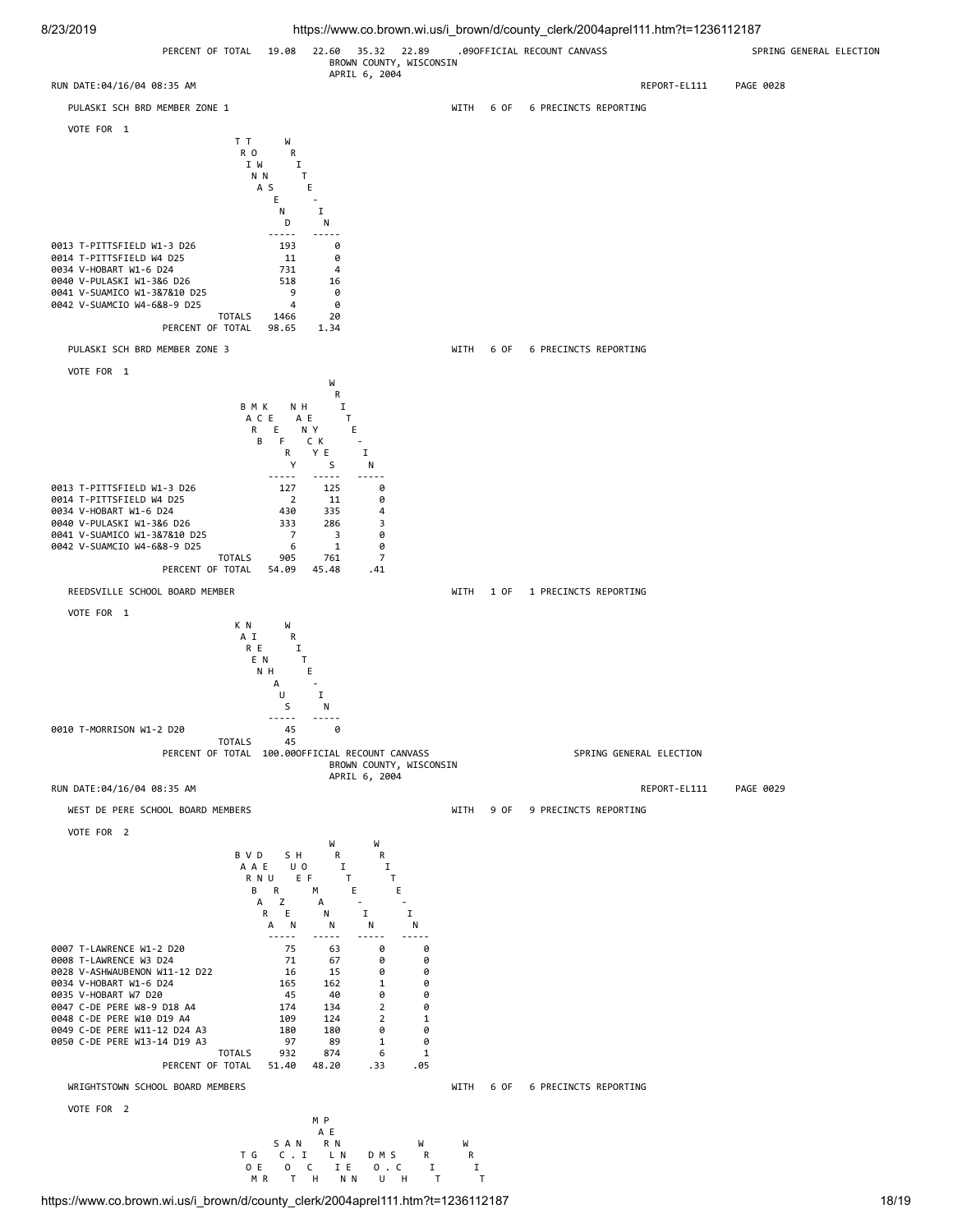PERCENT OF TOTAL 19.08 22.60 35.32 22.89 .09

OFFICIAL RECOUNT CANVASS SPRING GENERAL ELECTION
BROWN COUNTY, WISCONSIN
APRIL 6, 2004

RUN DATE:04/16/04 08:35 AM REPORT-EL111 PAGE 0028

## PULASKI SCH BRD MEMBER ZONE 1

WITH 6 OF 6 PRECINCTS REPORTING

VOTE FOR 1

| | TOM TOWNSEND | WRITE-IN |
|---|---|---|
| 0013 T-PITTSFIELD W1-3 D26 | 193 | 0 |
| 0014 T-PITTSFIELD W4 D25 | 11 | 0 |
| 0034 V-HOBART W1-6 D24 | 731 | 4 |
| 0040 V-PULASKI W1-3&6 D26 | 518 | 16 |
| 0041 V-SUAMICO W1-3&7&10 D25 | 9 | 0 |
| 0042 V-SUAMCIO W4-6&8-9 D25 | 4 | 0 |
| TOTALS | 1466 | 20 |
| PERCENT OF TOTAL | 98.65 | 1.34 |

## PULASKI SCH BRD MEMBER ZONE 3

WITH 6 OF 6 PRECINCTS REPORTING

VOTE FOR 1

| | BARB MCKEEFRY | NANCY HEKES | WRITE-IN |
|---|---|---|---|
| 0013 T-PITTSFIELD W1-3 D26 | 127 | 125 | 0 |
| 0014 T-PITTSFIELD W4 D25 | 2 | 11 | 0 |
| 0034 V-HOBART W1-6 D24 | 430 | 335 | 4 |
| 0040 V-PULASKI W1-3&6 D26 | 333 | 286 | 3 |
| 0041 V-SUAMICO W1-3&7&10 D25 | 7 | 3 | 0 |
| 0042 V-SUAMCIO W4-6&8-9 D25 | 6 | 1 | 0 |
| TOTALS | 905 | 761 | 7 |
| PERCENT OF TOTAL | 54.09 | 45.48 | .41 |

## REEDSVILLE SCHOOL BOARD MEMBER

WITH 1 OF 1 PRECINCTS REPORTING

VOTE FOR 1

| | KAREN NINEHAUS | WRITE-IN |
|---|---|---|
| 0010 T-MORRISON W1-2 D20 | 45 | 0 |
| TOTALS | 45 | |
| PERCENT OF TOTAL | 100.00 | |

OFFICIAL RECOUNT CANVASS SPRING GENERAL ELECTION
BROWN COUNTY, WISCONSIN
APRIL 6, 2004

RUN DATE:04/16/04 08:35 AM REPORT-EL111 PAGE 0029

## WEST DE PERE SCHOOL BOARD MEMBERS

WITH 9 OF 9 PRECINCTS REPORTING

VOTE FOR 2

| | BARBARA VANDEN | SUZANNE HOFMAN | WRITE-IN | WRITE-IN |
|---|---|---|---|---|
| 0007 T-LAWRENCE W1-2 D20 | 75 | 63 | 0 | 0 |
| 0008 T-LAWRENCE W3 D24 | 71 | 67 | 0 | 0 |
| 0028 V-ASHWAUBENON W11-12 D22 | 16 | 15 | 0 | 0 |
| 0034 V-HOBART W1-6 D24 | 165 | 162 | 1 | 0 |
| 0035 V-HOBART W7 D20 | 45 | 40 | 0 | 0 |
| 0047 C-DE PERE W8-9 D18 A4 | 174 | 134 | 2 | 0 |
| 0048 C-DE PERE W10 D19 A4 | 109 | 124 | 2 | 1 |
| 0049 C-DE PERE W11-12 D24 A3 | 180 | 180 | 0 | 0 |
| 0050 C-DE PERE W13-14 D19 A3 | 97 | 89 | 1 | 0 |
| TOTALS | 932 | 874 | 6 | 1 |
| PERCENT OF TOTAL | 51.40 | 48.20 | .33 | .05 |

## WRIGHTSTOWN SCHOOL BOARD MEMBERS

WITH 6 OF 6 PRECINCTS REPORTING

VOTE FOR 2

| TOM GEORGE | SANCO TICH | MARY PALENCIA NENN | DMS O.C UH | WRIT | WRIT |
|---|---|---|---|---|---|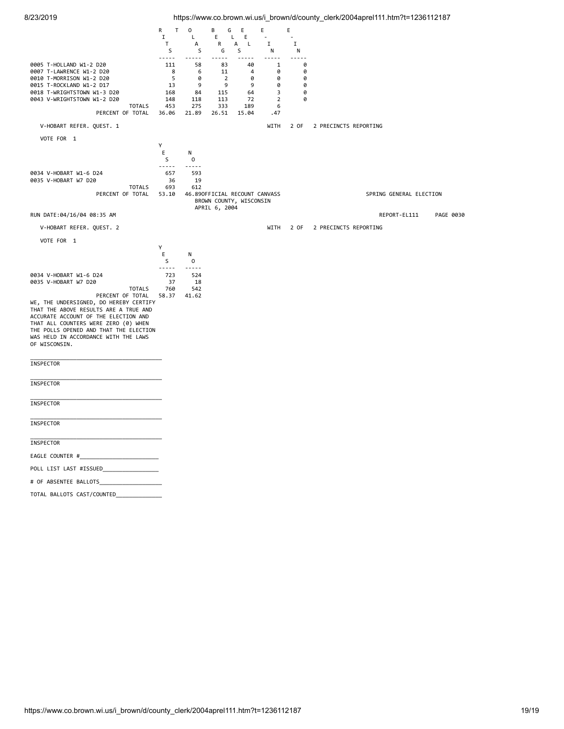| | RITS | TOLAS | BERG | GEALES | E-IN | E-IN |
|---|---|---|---|---|---|---|
| 0005 T-HOLLAND W1-2 D20 | 111 | 58 | 83 | 40 | 1 | 0 |
| 0007 T-LAWRENCE W1-2 D20 | 8 | 6 | 11 | 4 | 0 | 0 |
| 0010 T-MORRISON W1-2 D20 | 5 | 0 | 2 | 0 | 0 | 0 |
| 0015 T-ROCKLAND W1-2 D17 | 13 | 9 | 9 | 9 | 0 | 0 |
| 0018 T-WRIGHTSTOWN W1-3 D20 | 168 | 84 | 115 | 64 | 3 | 0 |
| 0043 V-WRIGHTSTOWN W1-2 D20 | 148 | 118 | 113 | 72 | 2 | 0 |
| TOTALS | 453 | 275 | 333 | 189 | 6 | |
| PERCENT OF TOTAL | 36.06 | 21.89 | 26.51 | 15.04 | .47 | |

V-HOBART REFER. QUEST. 1 — WITH 2 OF 2 PRECINCTS REPORTING

VOTE FOR 1

| | YES | NO |
|---|---|---|
| 0034 V-HOBART W1-6 D24 | 657 | 593 |
| 0035 V-HOBART W7 D20 | 36 | 19 |
| TOTALS | 693 | 612 |
| PERCENT OF TOTAL | 53.10 | 46.89 |

OFFICIAL RECOUNT CANVASS
BROWN COUNTY, WISCONSIN
APRIL 6, 2004

SPRING GENERAL ELECTION

RUN DATE:04/16/04 08:35 AM

REPORT-EL111 PAGE 0030

V-HOBART REFER. QUEST. 2 — WITH 2 OF 2 PRECINCTS REPORTING

VOTE FOR 1

| | YES | NO |
|---|---|---|
| 0034 V-HOBART W1-6 D24 | 723 | 524 |
| 0035 V-HOBART W7 D20 | 37 | 18 |
| TOTALS | 760 | 542 |
| PERCENT OF TOTAL | 58.37 | 41.62 |

WE, THE UNDERSIGNED, DO HEREBY CERTIFY THAT THE ABOVE RESULTS ARE A TRUE AND ACCURATE ACCOUNT OF THE ELECTION AND THAT ALL COUNTERS WERE ZERO (0) WHEN THE POLLS OPENED AND THAT THE ELECTION WAS HELD IN ACCORDANCE WITH THE LAWS OF WISCONSIN.

_______________________________________
INSPECTOR

_______________________________________
INSPECTOR

_______________________________________
INSPECTOR

_______________________________________
INSPECTOR

_______________________________________
INSPECTOR

EAGLE COUNTER #________________________

POLL LIST LAST #ISSUED_________________

# OF ABSENTEE BALLOTS__________________

TOTAL BALLOTS CAST/COUNTED_____________